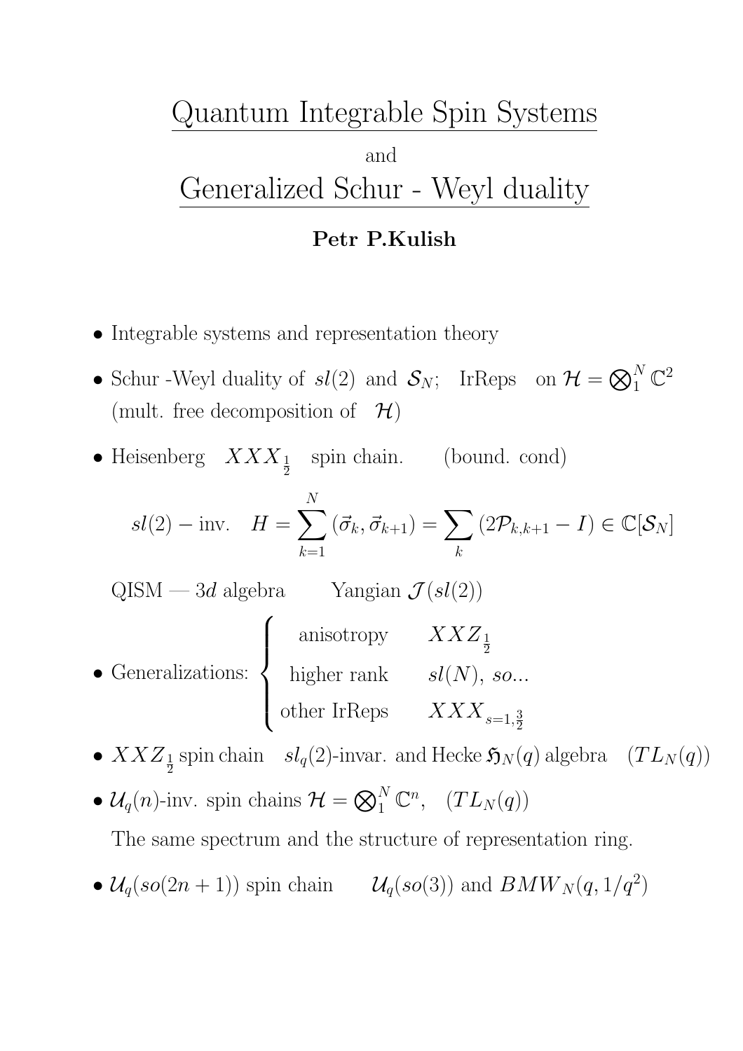# Quantum Integrable Spin Systems

and

# Generalized Schur - Weyl duality

**Petr P.Kulish**

- Integrable systems and representation theory
- Schur -Weyl duality of $sl(2)$ and $\mathcal{S}_N$; IrReps on $\mathcal{H} = \bigotimes_1^N \mathbb{C}^2$ (mult. free decomposition of $\mathcal{H}$)
- Heisenberg $XXX_{\frac{1}{2}}$ spin chain. (bound. cond)

$$sl(2) - \text{inv.} \quad H = \sum_{k=1}^{N} (\vec{\sigma}_k, \vec{\sigma}_{k+1}) = \sum_k (2\mathcal{P}_{k,k+1} - I) \in \mathbb{C}[\mathcal{S}_N]$$

QISM — $3d$ algebra  Yangian $\mathcal{J}(sl(2))$

- Generalizations: $\begin{cases} \text{anisotropy} & XXZ_{\frac{1}{2}} \\ \text{higher rank} & sl(N),\ so... \\ \text{other IrReps} & XXX_{s=1,\frac{3}{2}} \end{cases}$
- $XXZ_{\frac{1}{2}}$ spin chain  $sl_q(2)$-invar. and Hecke $\mathfrak{H}_N(q)$ algebra  $(TL_N(q))$
- $\mathcal{U}_q(n)$-inv. spin chains $\mathcal{H} = \bigotimes_1^N \mathbb{C}^n$, $(TL_N(q))$

  The same spectrum and the structure of representation ring.
- $\mathcal{U}_q(so(2n+1))$ spin chain  $\mathcal{U}_q(so(3))$ and $BMW_N(q, 1/q^2)$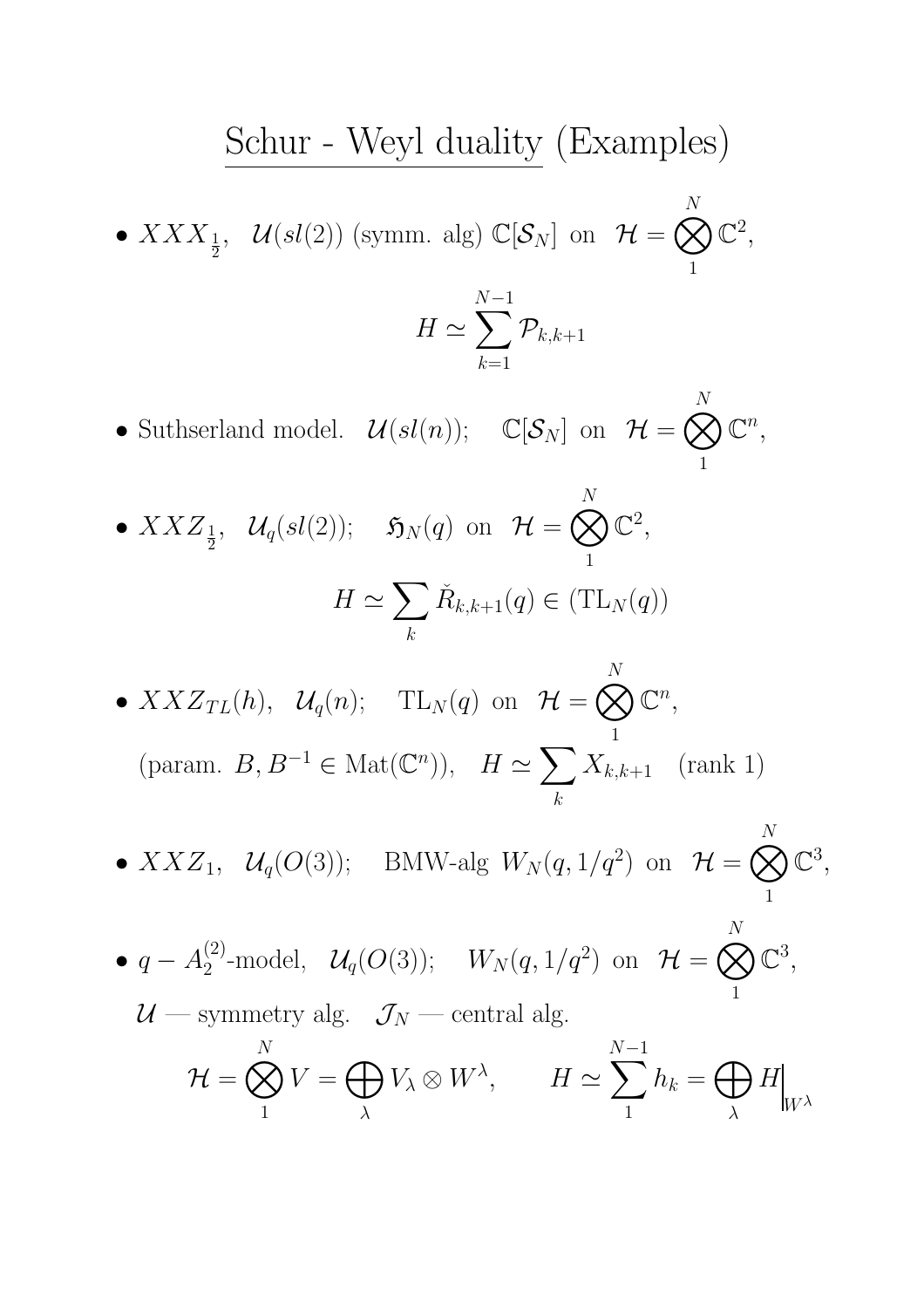# Schur - Weyl duality (Examples)

- $XXX_{\frac{1}{2}}$, $\mathcal{U}(sl(2))$ (symm. alg) $\mathbb{C}[\mathcal{S}_N]$ on $\mathcal{H} = \bigotimes_1^N \mathbb{C}^2$,

$$H \simeq \sum_{k=1}^{N-1} \mathcal{P}_{k,k+1}$$

- Suthserland model. $\mathcal{U}(sl(n))$; $\mathbb{C}[\mathcal{S}_N]$ on $\mathcal{H} = \bigotimes_1^N \mathbb{C}^n$,

- $XXZ_{\frac{1}{2}}$, $\mathcal{U}_q(sl(2))$; $\mathfrak{H}_N(q)$ on $\mathcal{H} = \bigotimes_1^N \mathbb{C}^2$,

$$H \simeq \sum_k \check{R}_{k,k+1}(q) \in (\mathrm{TL}_N(q))$$

- $XXZ_{TL}(h)$, $\mathcal{U}_q(n)$; $\mathrm{TL}_N(q)$ on $\mathcal{H} = \bigotimes_1^N \mathbb{C}^n$,

(param. $B, B^{-1} \in \mathrm{Mat}(\mathbb{C}^n)$), $H \simeq \sum_k X_{k,k+1}$ (rank 1)

- $XXZ_1$, $\mathcal{U}_q(O(3))$; BMW-alg $W_N(q, 1/q^2)$ on $\mathcal{H} = \bigotimes_1^N \mathbb{C}^3$,

- $q - A_2^{(2)}$-model, $\mathcal{U}_q(O(3))$; $W_N(q, 1/q^2)$ on $\mathcal{H} = \bigotimes_1^N \mathbb{C}^3$,

$\mathcal{U}$ — symmetry alg. $\mathcal{J}_N$ — central alg.

$$\mathcal{H} = \bigotimes_1^N V = \bigoplus_\lambda V_\lambda \otimes W^\lambda, \qquad H \simeq \sum_1^{N-1} h_k = \bigoplus_\lambda H\Big|_{W^\lambda}$$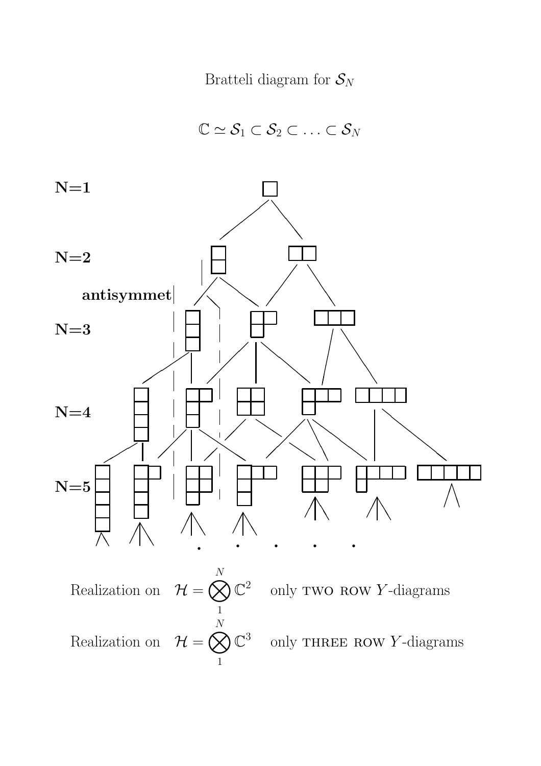Bratteli diagram for $\mathcal{S}_N$

$$\mathbb{C} \simeq \mathcal{S}_1 \subset \mathcal{S}_2 \subset \ldots \subset \mathcal{S}_N$$

**N=1**

**N=2**

**antisymmet**

**N=3**

**N=4**

**N=5**

Realization on $\quad \mathcal{H} = \bigotimes_1^N \mathbb{C}^2 \quad$ only TWO ROW $Y$-diagrams

Realization on $\quad \mathcal{H} = \bigotimes_1^N \mathbb{C}^3 \quad$ only THREE ROW $Y$-diagrams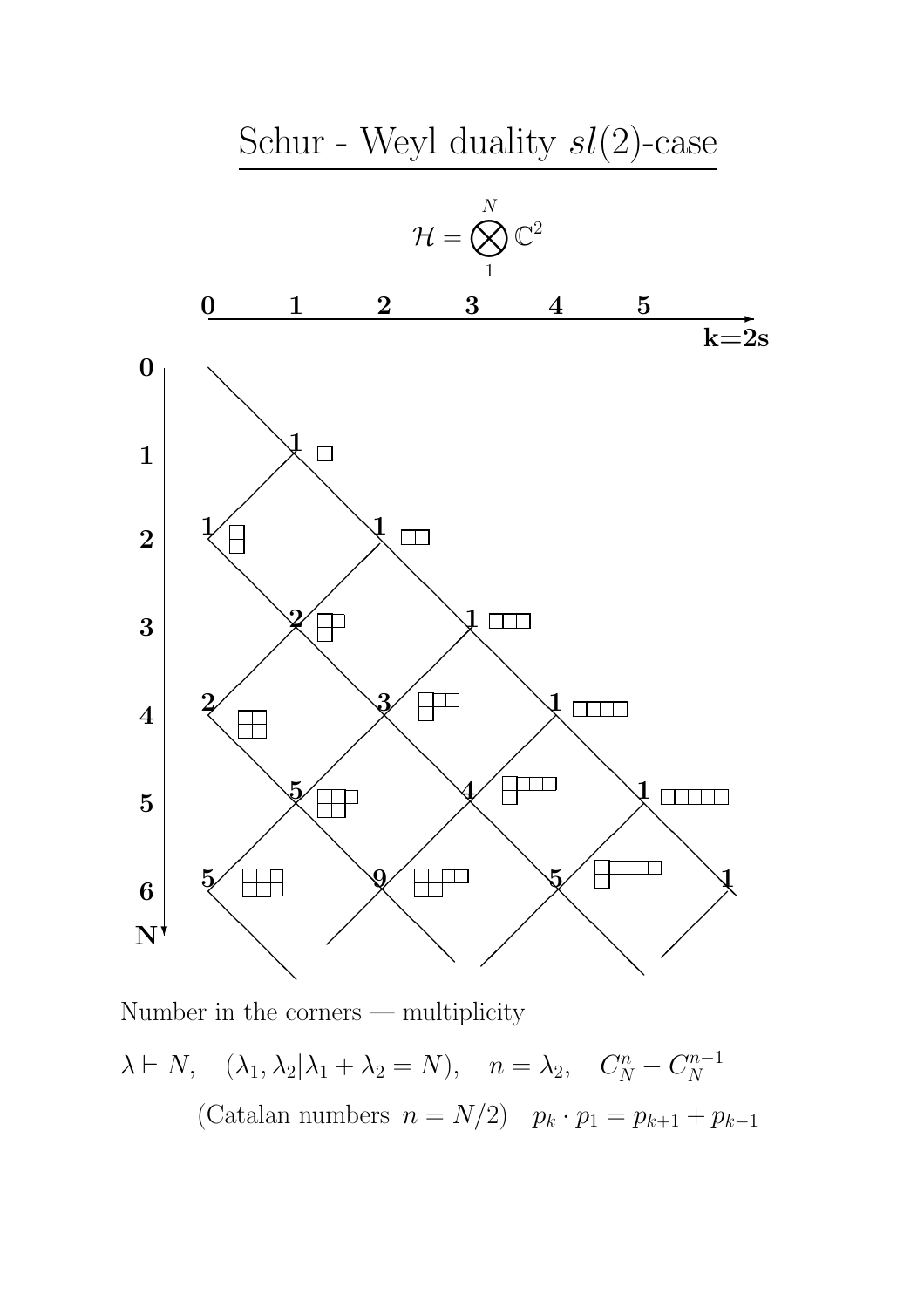# Schur - Weyl duality $sl(2)$-case

$$\mathcal{H} = \bigotimes_1^N \mathbb{C}^2$$

Number in the corners — multiplicity

$\lambda \vdash N, \quad (\lambda_1, \lambda_2 | \lambda_1 + \lambda_2 = N), \quad n = \lambda_2, \quad C_N^n - C_N^{n-1}$

(Catalan numbers $n = N/2$) $\quad p_k \cdot p_1 = p_{k+1} + p_{k-1}$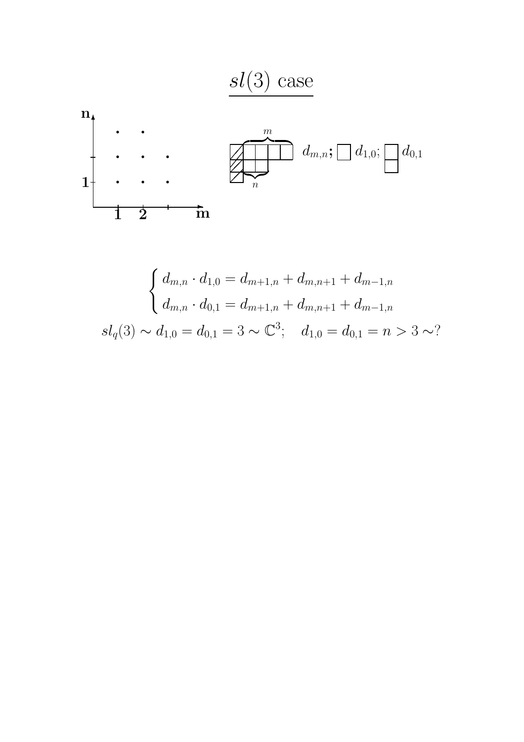# $sl(3)$ case

$d_{m,n}$; $d_{1,0}$; $d_{0,1}$

$$
\begin{cases}
d_{m,n} \cdot d_{1,0} = d_{m+1,n} + d_{m,n+1} + d_{m-1,n} \\
d_{m,n} \cdot d_{0,1} = d_{m+1,n} + d_{m,n+1} + d_{m-1,n}
\end{cases}
$$

$$
sl_q(3) \sim d_{1,0} = d_{0,1} = 3 \sim \mathbb{C}^3; \quad d_{1,0} = d_{0,1} = n > 3 \sim ?
$$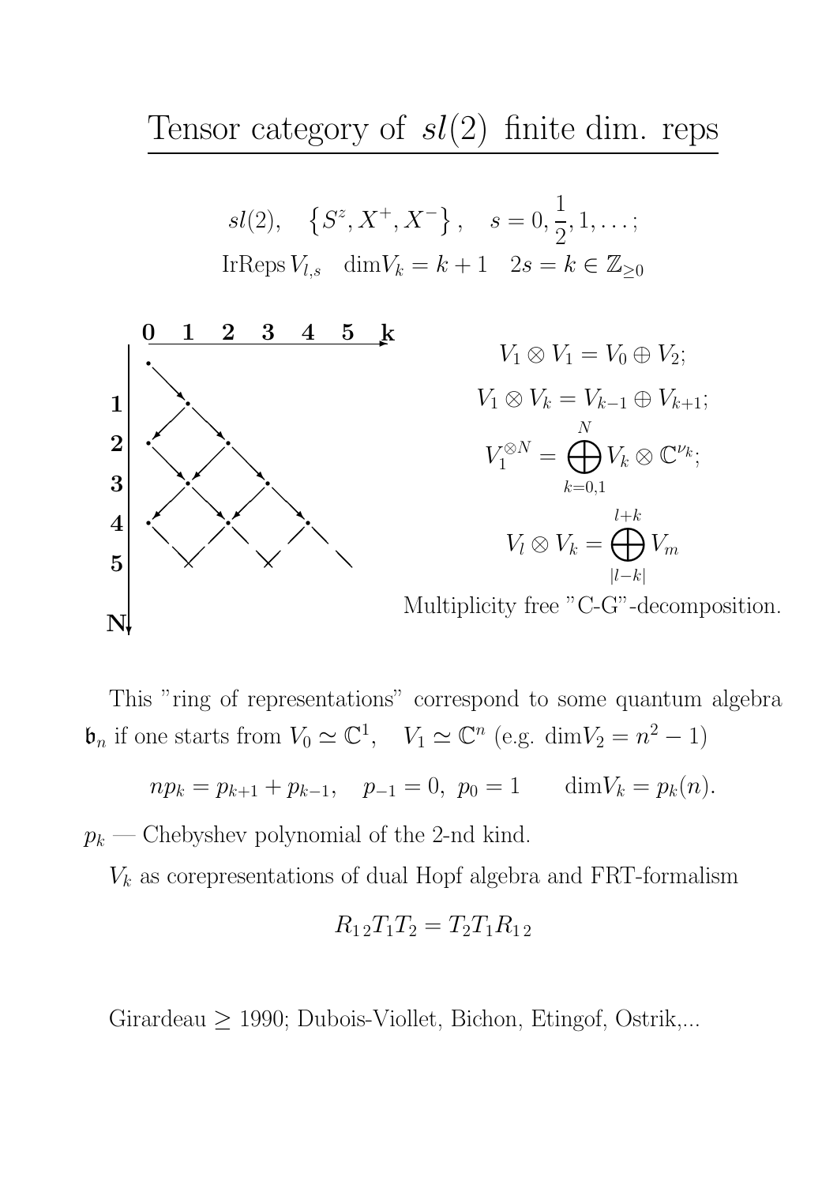# Tensor category of $sl(2)$ finite dim. reps

$$sl(2), \quad \{S^z, X^+, X^-\}, \quad s = 0, \frac{1}{2}, 1, \ldots;$$

$$\text{IrReps}\, V_{l,s} \quad \text{dim} V_k = k+1 \quad 2s = k \in \mathbb{Z}_{\geq 0}$$

$$V_1 \otimes V_1 = V_0 \oplus V_2;$$

$$V_1 \otimes V_k = V_{k-1} \oplus V_{k+1};$$

$$V_1^{\otimes N} = \bigoplus_{k=0,1}^{N} V_k \otimes \mathbb{C}^{\nu_k};$$

$$V_l \otimes V_k = \bigoplus_{|l-k|}^{l+k} V_m$$

Multiplicity free "C-G"-decomposition.

This "ring of representations" correspond to some quantum algebra $\mathfrak{b}_n$ if one starts from $V_0 \simeq \mathbb{C}^1, \quad V_1 \simeq \mathbb{C}^n$ (e.g. $\text{dim}V_2 = n^2 - 1$)

$$np_k = p_{k+1} + p_{k-1}, \quad p_{-1} = 0, \; p_0 = 1 \qquad \text{dim}V_k = p_k(n).$$

$p_k$ — Chebyshev polynomial of the 2-nd kind.

$V_k$ as corepresentations of dual Hopf algebra and FRT-formalism

$$R_{12}T_1T_2 = T_2T_1R_{12}$$

Girardeau $\geq$ 1990; Dubois-Violette, Bichon, Etingof, Ostrik,...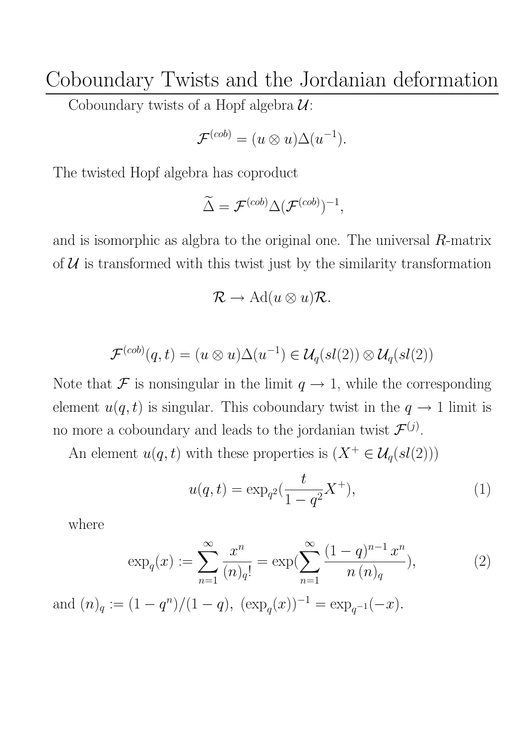# Coboundary Twists and the Jordanian deformation

Coboundary twists of a Hopf algebra $\mathcal{U}$:

$$\mathcal{F}^{(cob)} = (u \otimes u)\Delta(u^{-1}).$$

The twisted Hopf algebra has coproduct

$$\widetilde{\Delta} = \mathcal{F}^{(cob)} \Delta (\mathcal{F}^{(cob)})^{-1},$$

and is isomorphic as algbra to the original one. The universal $R$-matrix of $\mathcal{U}$ is transformed with this twist just by the similarity transformation

$$\mathcal{R} \rightarrow \mathrm{Ad}(u \otimes u)\mathcal{R}.$$

$$\mathcal{F}^{(cob)}(q,t) = (u \otimes u)\Delta(u^{-1}) \in \mathcal{U}_q(sl(2)) \otimes \mathcal{U}_q(sl(2))$$

Note that $\mathcal{F}$ is nonsingular in the limit $q \rightarrow 1$, while the corresponding element $u(q,t)$ is singular. This coboundary twist in the $q \rightarrow 1$ limit is no more a coboundary and leads to the jordanian twist $\mathcal{F}^{(j)}$.

An element $u(q,t)$ with these properties is ($X^+ \in \mathcal{U}_q(sl(2))$)

$$u(q,t) = \exp_{q^2}\left(\frac{t}{1-q^2} X^+\right), \tag{1}$$

where

$$\exp_q(x) := \sum_{n=1}^{\infty} \frac{x^n}{(n)_q!} = \exp\left(\sum_{n=1}^{\infty} \frac{(1-q)^{n-1}\, x^n}{n\,(n)_q}\right), \tag{2}$$

and $(n)_q := (1-q^n)/(1-q),\ (\exp_q(x))^{-1} = \exp_{q^{-1}}(-x)$.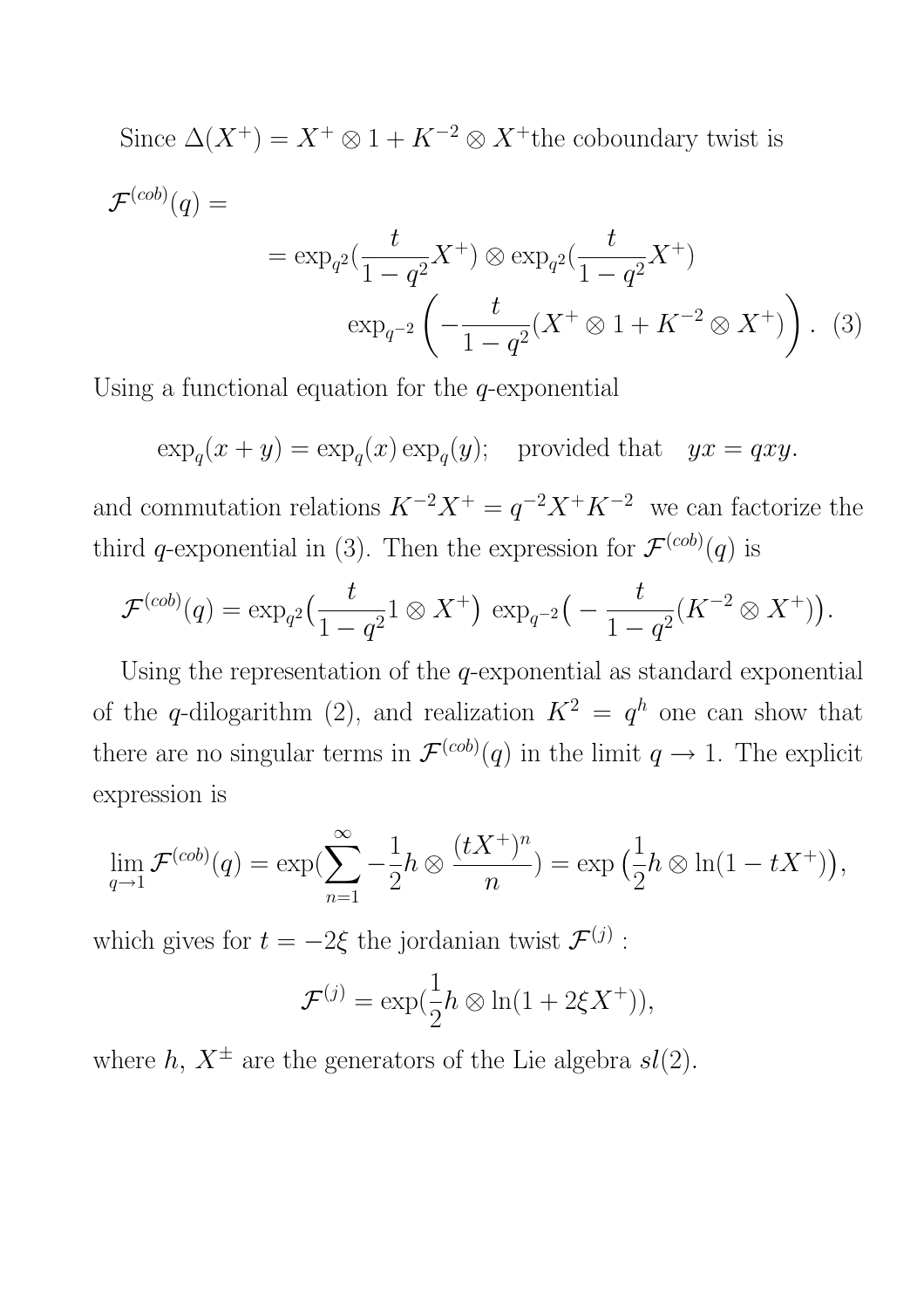Since $\Delta(X^+) = X^+ \otimes 1 + K^{-2} \otimes X^+$the coboundary twist is

$$
\begin{aligned}
\mathcal{F}^{(cob)}(q) &= \\
&= \exp_{q^2}\Big(\frac{t}{1-q^2}X^+\Big) \otimes \exp_{q^2}\Big(\frac{t}{1-q^2}X^+\Big) \\
&\qquad \exp_{q^{-2}}\left(-\frac{t}{1-q^2}(X^+ \otimes 1 + K^{-2} \otimes X^+)\right). \quad (3)
\end{aligned}
$$

Using a functional equation for the $q$-exponential

$$
\exp_q(x+y) = \exp_q(x)\exp_q(y); \quad \text{provided that} \quad yx = qxy.
$$

and commutation relations $K^{-2}X^+ = q^{-2}X^+K^{-2}$ we can factorize the third $q$-exponential in (3). Then the expression for $\mathcal{F}^{(cob)}(q)$ is

$$
\mathcal{F}^{(cob)}(q) = \exp_{q^2}\big(\frac{t}{1-q^2} 1 \otimes X^+\big) \ \exp_{q^{-2}}\big(-\frac{t}{1-q^2}(K^{-2} \otimes X^+)\big).
$$

Using the representation of the $q$-exponential as standard exponential of the $q$-dilogarithm (2), and realization $K^2 = q^h$ one can show that there are no singular terms in $\mathcal{F}^{(cob)}(q)$ in the limit $q \to 1$. The explicit expression is

$$
\lim_{q\to 1} \mathcal{F}^{(cob)}(q) = \exp\Big(\sum_{n=1}^{\infty} -\frac{1}{2}h \otimes \frac{(tX^+)^n}{n}\Big) = \exp\big(\frac{1}{2}h \otimes \ln(1 - tX^+)\big),
$$

which gives for $t = -2\xi$ the jordanian twist $\mathcal{F}^{(j)}$ :

$$
\mathcal{F}^{(j)} = \exp\Big(\frac{1}{2}h \otimes \ln(1 + 2\xi X^+)\Big),
$$

where $h$, $X^{\pm}$ are the generators of the Lie algebra $sl(2)$.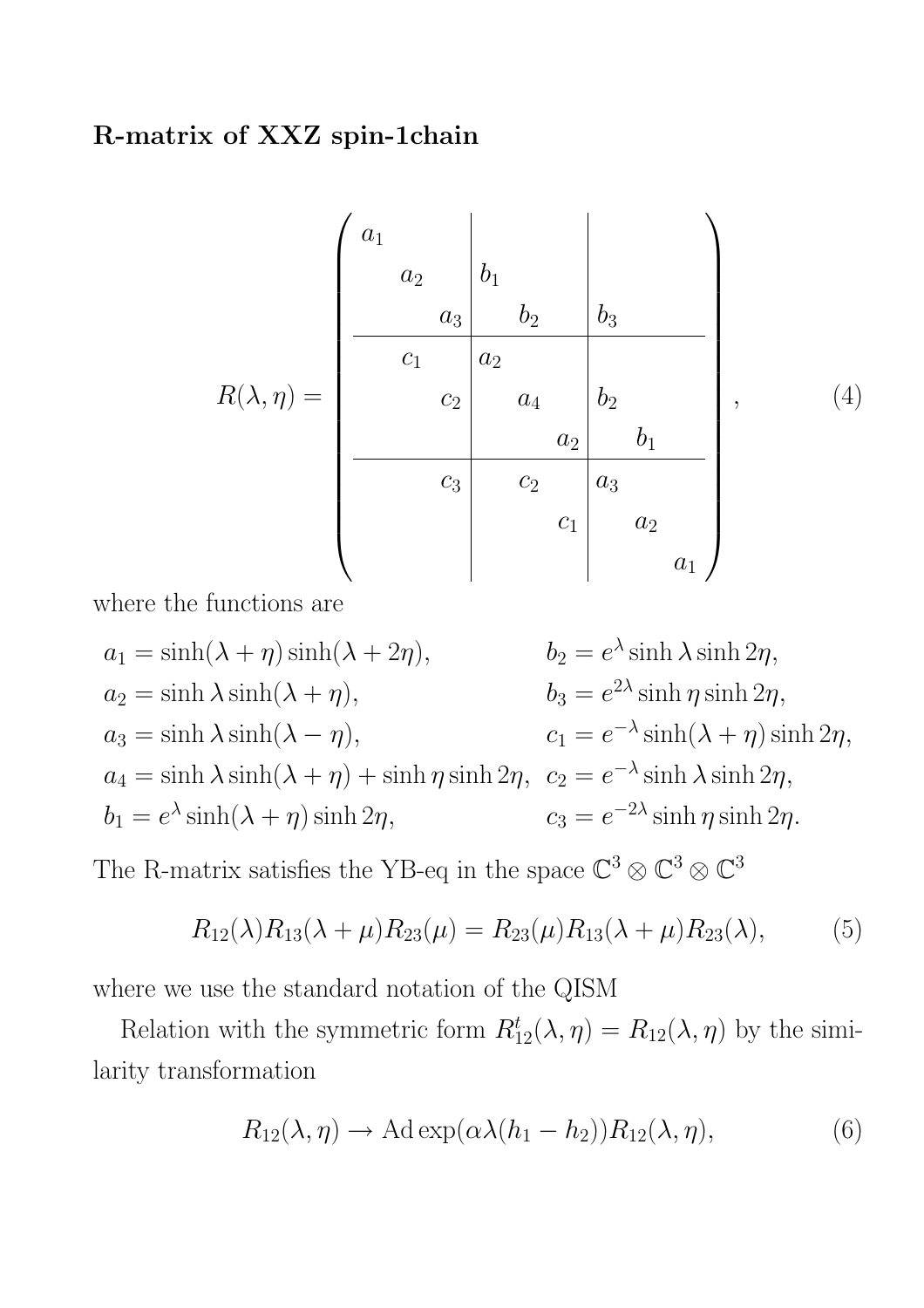**R-matrix of XXZ spin-1chain**

$$
R(\lambda,\eta) = \left(\begin{array}{ccc|ccc|ccc}
a_1 & & & & & & & & \\
& a_2 & & b_1 & & & & & \\
& & a_3 & & b_2 & & b_3 & & \\
\hline
& c_1 & & a_2 & & & & & \\
& & c_2 & & a_4 & & b_2 & & \\
& & & & & a_2 & & b_1 & \\
\hline
& & c_3 & & c_2 & & a_3 & & \\
& & & & & c_1 & & a_2 & \\
& & & & & & & & a_1
\end{array}\right), \tag{4}
$$

where the functions are

$$
\begin{aligned}
a_1 &= \sinh(\lambda+\eta)\sinh(\lambda+2\eta), & b_2 &= e^{\lambda}\sinh\lambda\sinh 2\eta, \\
a_2 &= \sinh\lambda\sinh(\lambda+\eta), & b_3 &= e^{2\lambda}\sinh\eta\sinh 2\eta, \\
a_3 &= \sinh\lambda\sinh(\lambda-\eta), & c_1 &= e^{-\lambda}\sinh(\lambda+\eta)\sinh 2\eta, \\
a_4 &= \sinh\lambda\sinh(\lambda+\eta)+\sinh\eta\sinh 2\eta, & c_2 &= e^{-\lambda}\sinh\lambda\sinh 2\eta, \\
b_1 &= e^{\lambda}\sinh(\lambda+\eta)\sinh 2\eta, & c_3 &= e^{-2\lambda}\sinh\eta\sinh 2\eta.
\end{aligned}
$$

The R-matrix satisfies the YB-eq in the space $\mathbb{C}^3\otimes\mathbb{C}^3\otimes\mathbb{C}^3$

$$
R_{12}(\lambda)R_{13}(\lambda+\mu)R_{23}(\mu) = R_{23}(\mu)R_{13}(\lambda+\mu)R_{23}(\lambda), \tag{5}
$$

where we use the standard notation of the QISM

Relation with the symmetric form $R^t_{12}(\lambda,\eta) = R_{12}(\lambda,\eta)$ by the similarity transformation

$$
R_{12}(\lambda,\eta) \to \mathrm{Ad}\exp(\alpha\lambda(h_1-h_2))R_{12}(\lambda,\eta), \tag{6}
$$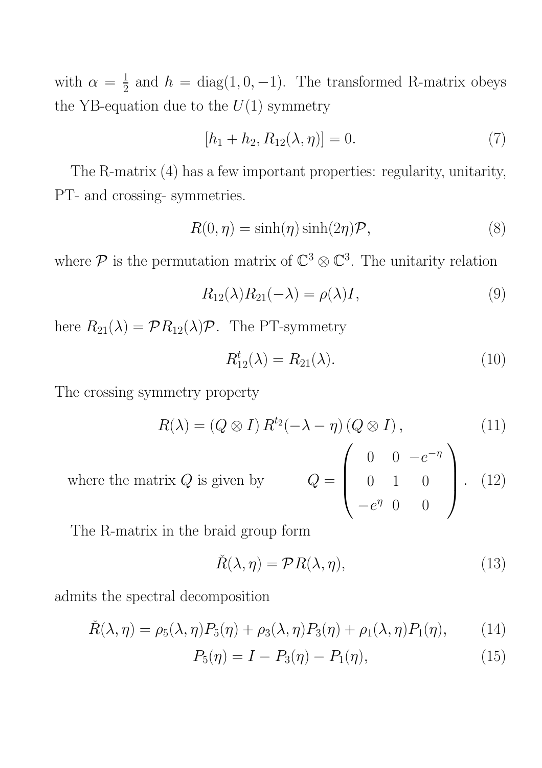with $\alpha = \frac{1}{2}$ and $h = \mathrm{diag}(1, 0, -1)$. The transformed R-matrix obeys the YB-equation due to the $U(1)$ symmetry

$$[h_1 + h_2, R_{12}(\lambda, \eta)] = 0. \tag{7}$$

The R-matrix (4) has a few important properties: regularity, unitarity, PT- and crossing- symmetries.

$$R(0, \eta) = \sinh(\eta)\sinh(2\eta)\mathcal{P}, \tag{8}$$

where $\mathcal{P}$ is the permutation matrix of $\mathbb{C}^3 \otimes \mathbb{C}^3$. The unitarity relation

$$R_{12}(\lambda)R_{21}(-\lambda) = \rho(\lambda)I, \tag{9}$$

here $R_{21}(\lambda) = \mathcal{P}R_{12}(\lambda)\mathcal{P}$. The PT-symmetry

$$R_{12}^t(\lambda) = R_{21}(\lambda). \tag{10}$$

The crossing symmetry property

$$R(\lambda) = (Q \otimes I)\, R^{t_2}(-\lambda - \eta)\,(Q \otimes I)\,, \tag{11}$$

where the matrix $Q$ is given by

$$Q = \begin{pmatrix} 0 & 0 & -e^{-\eta} \\ 0 & 1 & 0 \\ -e^{\eta} & 0 & 0 \end{pmatrix}. \tag{12}$$

The R-matrix in the braid group form

$$\check{R}(\lambda, \eta) = \mathcal{P}R(\lambda, \eta), \tag{13}$$

admits the spectral decomposition

$$\check{R}(\lambda, \eta) = \rho_5(\lambda, \eta)P_5(\eta) + \rho_3(\lambda, \eta)P_3(\eta) + \rho_1(\lambda, \eta)P_1(\eta), \tag{14}$$

$$P_5(\eta) = I - P_3(\eta) - P_1(\eta), \tag{15}$$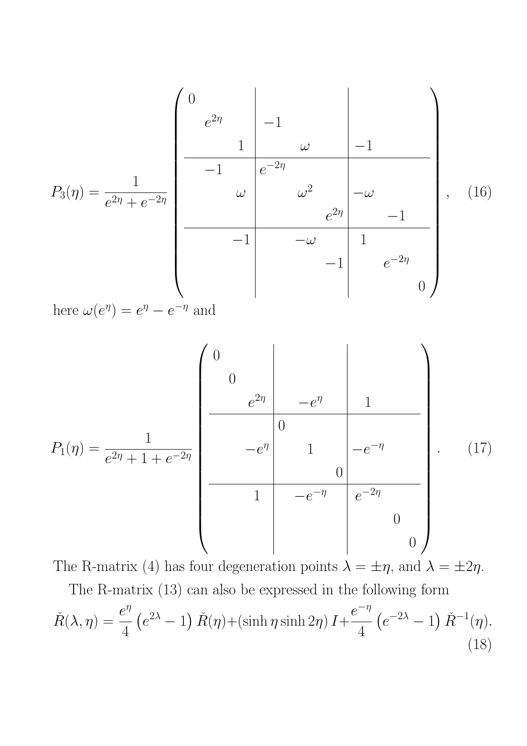$$
P_3(\eta) = \frac{1}{e^{2\eta}+e^{-2\eta}}
\left(
\begin{array}{ccc|ccc|ccc}
0 & & & & & & & & \\
 & e^{2\eta} & & -1 & & & & & \\
 & & 1 & & \omega & & -1 & & \\
\hline
 & -1 & & e^{-2\eta} & & & & & \\
 & & \omega & & \omega^2 & & -\omega & & \\
 & & & & & e^{2\eta} & & -1 & \\
\hline
 & & -1 & & -\omega & & 1 & & \\
 & & & & & -1 & & e^{-2\eta} & \\
 & & & & & & & & 0
\end{array}
\right), \qquad (16)
$$

here $\omega(e^{\eta}) = e^{\eta} - e^{-\eta}$ and

$$
P_1(\eta) = \frac{1}{e^{2\eta}+1+e^{-2\eta}}
\left(
\begin{array}{ccc|ccc|ccc}
0 & & & & & & & & \\
 & 0 & & & & & & & \\
 & & e^{2\eta} & & -e^{\eta} & & 1 & & \\
\hline
 & & & 0 & & & & & \\
 & & -e^{\eta} & & 1 & & -e^{-\eta} & & \\
 & & & & & 0 & & & \\
\hline
 & & 1 & & -e^{-\eta} & & e^{-2\eta} & & \\
 & & & & & & & 0 & \\
 & & & & & & & & 0
\end{array}
\right). \qquad (17)
$$

The R-matrix (4) has four degeneration points $\lambda = \pm\eta$, and $\lambda = \pm 2\eta$.

The R-matrix (13) can also be expressed in the following form

$$
\check{R}(\lambda,\eta) = \frac{e^{\eta}}{4}\left(e^{2\lambda}-1\right)\check{R}(\eta) + \left(\sinh\eta\sinh 2\eta\right) I + \frac{e^{-\eta}}{4}\left(e^{-2\lambda}-1\right)\check{R}^{-1}(\eta). \qquad (18)
$$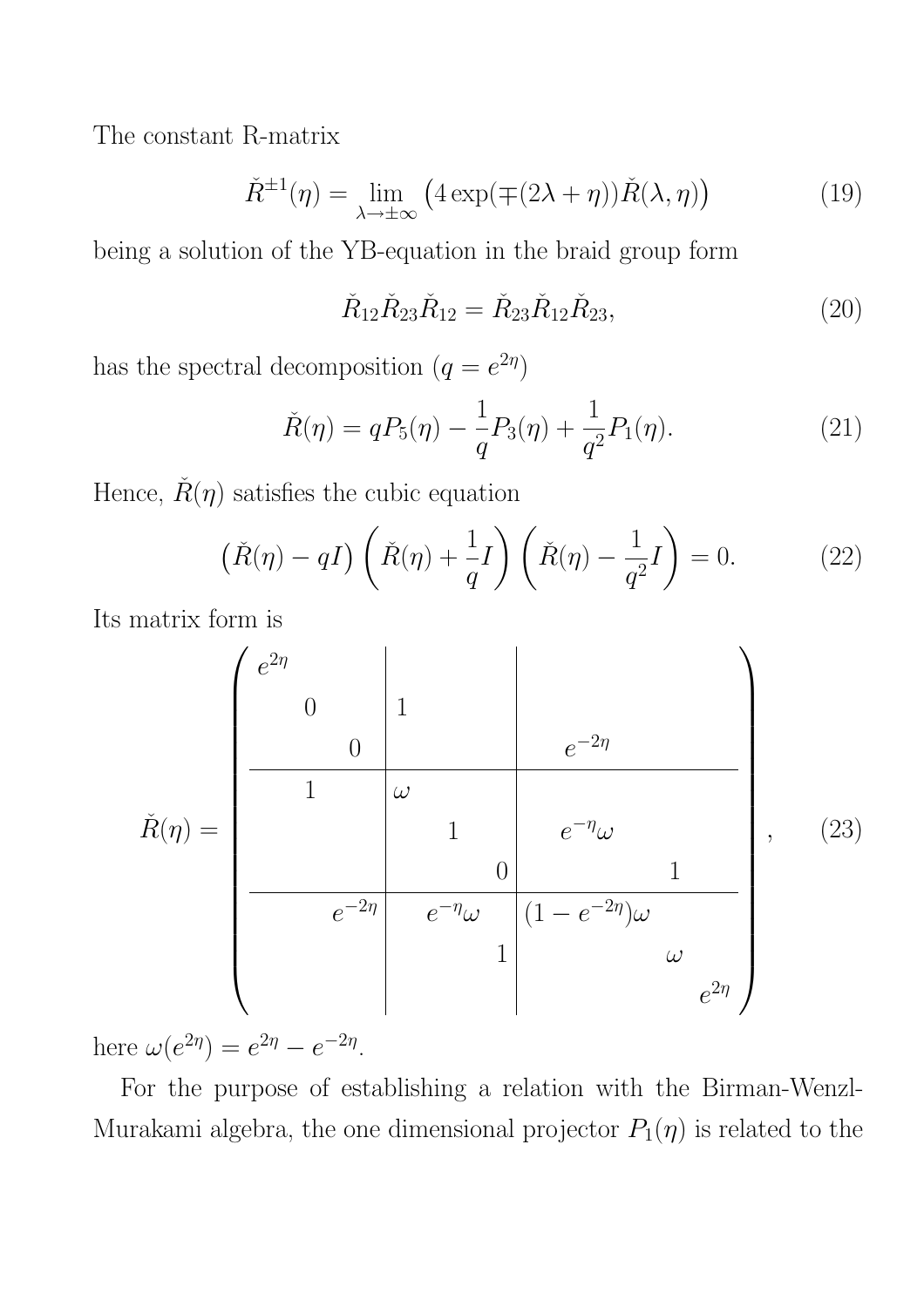The constant R-matrix

$$\check{R}^{\pm 1}(\eta) = \lim_{\lambda \to \pm\infty} \left( 4 \exp(\mp(2\lambda + \eta)) \check{R}(\lambda, \eta) \right) \tag{19}$$

being a solution of the YB-equation in the braid group form

$$\check{R}_{12}\check{R}_{23}\check{R}_{12} = \check{R}_{23}\check{R}_{12}\check{R}_{23}, \tag{20}$$

has the spectral decomposition ($q = e^{2\eta}$)

$$\check{R}(\eta) = qP_5(\eta) - \frac{1}{q}P_3(\eta) + \frac{1}{q^2}P_1(\eta). \tag{21}$$

Hence, $\check{R}(\eta)$ satisfies the cubic equation

$$\left(\check{R}(\eta) - qI\right)\left(\check{R}(\eta) + \frac{1}{q}I\right)\left(\check{R}(\eta) - \frac{1}{q^2}I\right) = 0. \tag{22}$$

Its matrix form is

$$\check{R}(\eta) = \left(\begin{array}{ccc|ccc|ccc}
e^{2\eta} & & & & & & & & \\
 & 0 & & 1 & & & & & \\
 & & 0 & & & & e^{-2\eta} & & \\
\hline
 & 1 & & \omega & & & & & \\
 & & & & 1 & & e^{-\eta}\omega & & \\
 & & & & & 0 & & 1 & \\
\hline
 & & e^{-2\eta} & & e^{-\eta}\omega & & (1-e^{-2\eta})\omega & & \\
 & & & & & 1 & & \omega & \\
 & & & & & & & & e^{2\eta}
\end{array}\right), \tag{23}$$

here $\omega(e^{2\eta}) = e^{2\eta} - e^{-2\eta}$.

For the purpose of establishing a relation with the Birman-Wenzl-Murakami algebra, the one dimensional projector $P_1(\eta)$ is related to the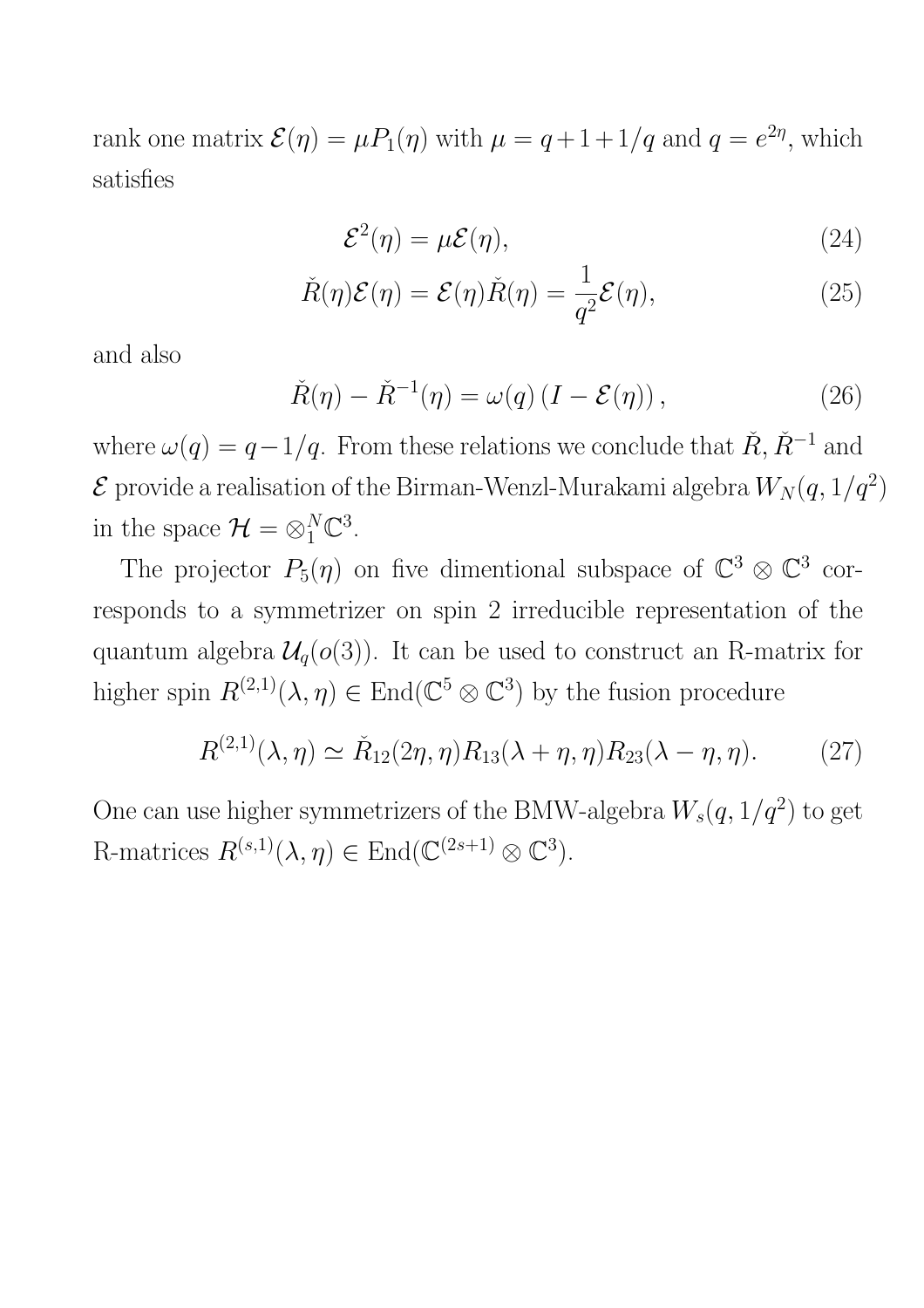rank one matrix $\mathcal{E}(\eta) = \mu P_1(\eta)$ with $\mu = q + 1 + 1/q$ and $q = e^{2\eta}$, which satisfies

$$\mathcal{E}^2(\eta) = \mu \mathcal{E}(\eta), \tag{24}$$

$$\check{R}(\eta)\mathcal{E}(\eta) = \mathcal{E}(\eta)\check{R}(\eta) = \frac{1}{q^2}\mathcal{E}(\eta), \tag{25}$$

and also

$$\check{R}(\eta) - \check{R}^{-1}(\eta) = \omega(q)\left(I - \mathcal{E}(\eta)\right), \tag{26}$$

where $\omega(q) = q - 1/q$. From these relations we conclude that $\check{R}$, $\check{R}^{-1}$ and $\mathcal{E}$ provide a realisation of the Birman-Wenzl-Murakami algebra $W_N(q, 1/q^2)$ in the space $\mathcal{H} = \otimes_1^N \mathbb{C}^3$.

The projector $P_5(\eta)$ on five dimentional subspace of $\mathbb{C}^3 \otimes \mathbb{C}^3$ corresponds to a symmetrizer on spin 2 irreducible representation of the quantum algebra $\mathcal{U}_q(o(3))$. It can be used to construct an R-matrix for higher spin $R^{(2,1)}(\lambda, \eta) \in \mathrm{End}(\mathbb{C}^5 \otimes \mathbb{C}^3)$ by the fusion procedure

$$R^{(2,1)}(\lambda, \eta) \simeq \check{R}_{12}(2\eta, \eta) R_{13}(\lambda + \eta, \eta) R_{23}(\lambda - \eta, \eta). \tag{27}$$

One can use higher symmetrizers of the BMW-algebra $W_s(q, 1/q^2)$ to get R-matrices $R^{(s,1)}(\lambda, \eta) \in \mathrm{End}(\mathbb{C}^{(2s+1)} \otimes \mathbb{C}^3)$.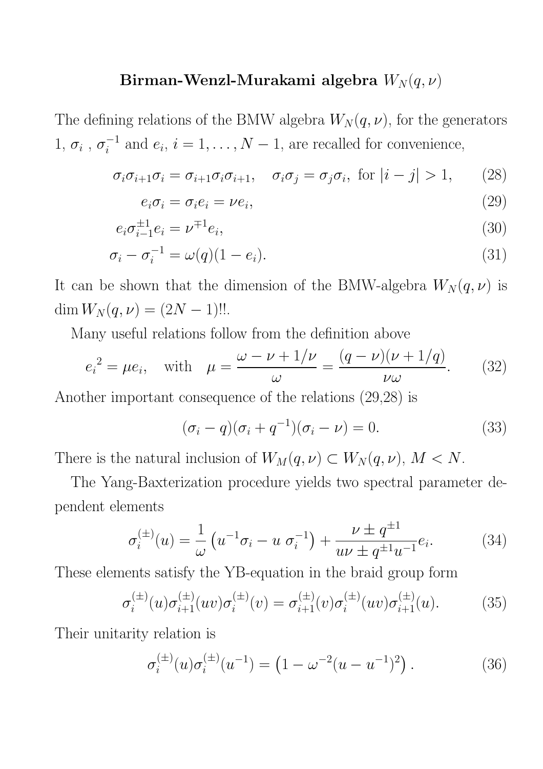## Birman-Wenzl-Murakami algebra $W_N(q,\nu)$

The defining relations of the BMW algebra $W_N(q,\nu)$, for the generators $1$, $\sigma_i$ , $\sigma_i^{-1}$ and $e_i$, $i = 1,\ldots,N-1$, are recalled for convenience,

$$\sigma_i\sigma_{i+1}\sigma_i = \sigma_{i+1}\sigma_i\sigma_{i+1}, \quad \sigma_i\sigma_j = \sigma_j\sigma_i, \text{ for } |i-j|>1, \tag{28}$$

$$e_i\sigma_i = \sigma_i e_i = \nu e_i, \tag{29}$$

$$e_i\sigma_{i-1}^{\pm 1}e_i = \nu^{\mp 1}e_i, \tag{30}$$

$$\sigma_i - \sigma_i^{-1} = \omega(q)(1-e_i). \tag{31}$$

It can be shown that the dimension of the BMW-algebra $W_N(q,\nu)$ is $\dim W_N(q,\nu) = (2N-1)!!$.

Many useful relations follow from the definition above

$${e_i}^2 = \mu e_i, \quad \text{with} \quad \mu = \frac{\omega - \nu + 1/\nu}{\omega} = \frac{(q-\nu)(\nu+1/q)}{\nu\omega}. \tag{32}$$

Another important consequence of the relations (29,28) is

$$(\sigma_i - q)(\sigma_i + q^{-1})(\sigma_i - \nu) = 0. \tag{33}$$

There is the natural inclusion of $W_M(q,\nu) \subset W_N(q,\nu)$, $M<N$.

The Yang-Baxterization procedure yields two spectral parameter dependent elements

$$\sigma_i^{(\pm)}(u) = \frac{1}{\omega}\left(u^{-1}\sigma_i - u\ \sigma_i^{-1}\right) + \frac{\nu \pm q^{\pm 1}}{u\nu \pm q^{\pm 1}u^{-1}}e_i. \tag{34}$$

These elements satisfy the YB-equation in the braid group form

$$\sigma_i^{(\pm)}(u)\sigma_{i+1}^{(\pm)}(uv)\sigma_i^{(\pm)}(v) = \sigma_{i+1}^{(\pm)}(v)\sigma_i^{(\pm)}(uv)\sigma_{i+1}^{(\pm)}(u). \tag{35}$$

Their unitarity relation is

$$\sigma_i^{(\pm)}(u)\sigma_i^{(\pm)}(u^{-1}) = \left(1 - \omega^{-2}(u-u^{-1})^2\right). \tag{36}$$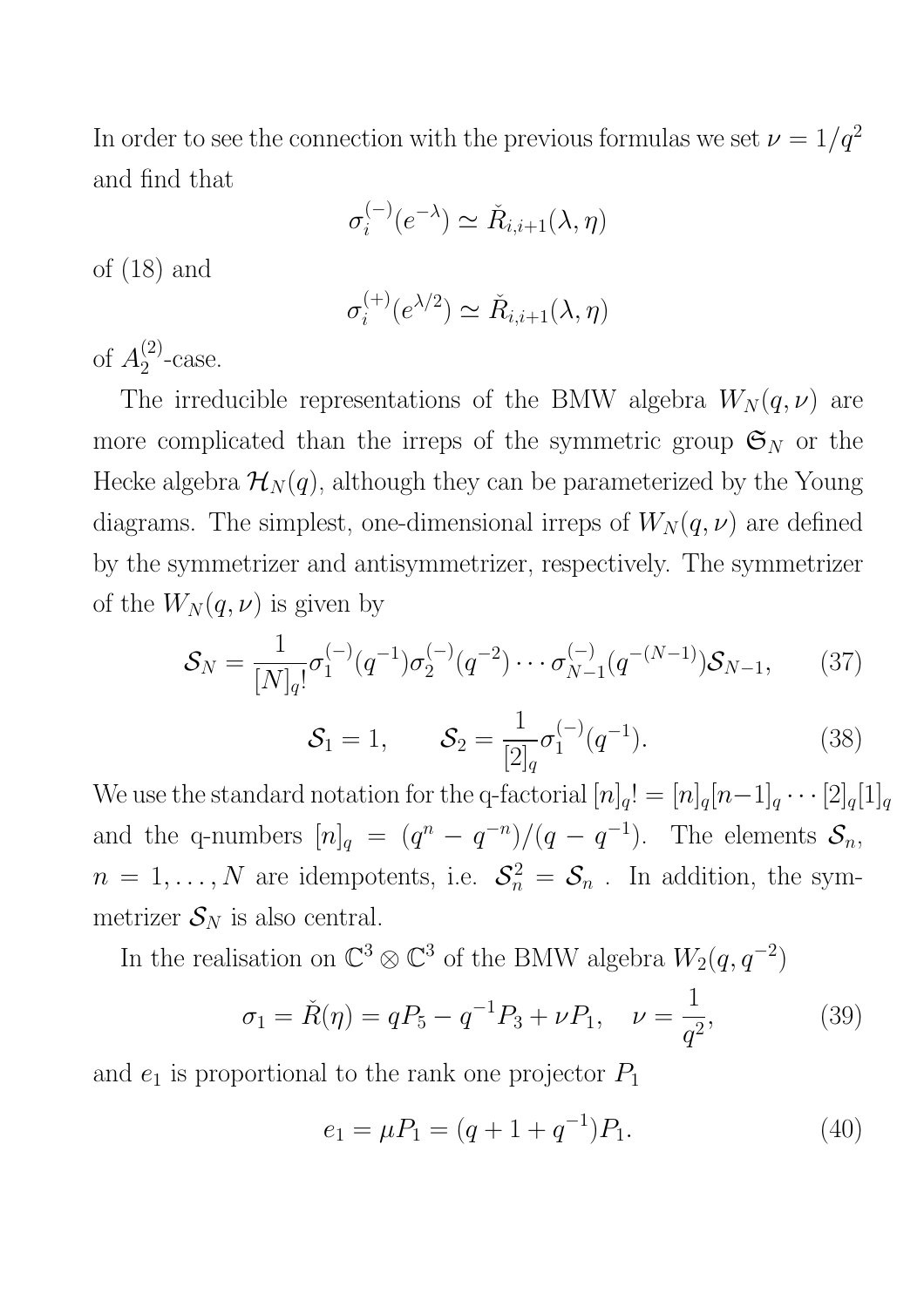In order to see the connection with the previous formulas we set $\nu = 1/q^2$ and find that

$$\sigma_i^{(-)}(e^{-\lambda}) \simeq \check{R}_{i,i+1}(\lambda, \eta)$$

of (18) and

$$\sigma_i^{(+)}(e^{\lambda/2}) \simeq \check{R}_{i,i+1}(\lambda, \eta)$$

of $A_2^{(2)}$-case.

The irreducible representations of the BMW algebra $W_N(q, \nu)$ are more complicated than the irreps of the symmetric group $\mathfrak{S}_N$ or the Hecke algebra $\mathcal{H}_N(q)$, although they can be parameterized by the Young diagrams. The simplest, one-dimensional irreps of $W_N(q, \nu)$ are defined by the symmetrizer and antisymmetrizer, respectively. The symmetrizer of the $W_N(q, \nu)$ is given by

$$\mathcal{S}_N = \frac{1}{[N]_q!} \sigma_1^{(-)}(q^{-1}) \sigma_2^{(-)}(q^{-2}) \cdots \sigma_{N-1}^{(-)}(q^{-(N-1)}) \mathcal{S}_{N-1}, \qquad (37)$$

$$\mathcal{S}_1 = 1, \qquad \mathcal{S}_2 = \frac{1}{[2]_q} \sigma_1^{(-)}(q^{-1}). \qquad (38)$$

We use the standard notation for the q-factorial $[n]_q! = [n]_q [n-1]_q \cdots [2]_q [1]_q$ and the q-numbers $[n]_q = (q^n - q^{-n})/(q - q^{-1})$. The elements $\mathcal{S}_n$, $n = 1, \ldots, N$ are idempotents, i.e. $\mathcal{S}_n^2 = \mathcal{S}_n$ . In addition, the symmetrizer $\mathcal{S}_N$ is also central.

In the realisation on $\mathbb{C}^3 \otimes \mathbb{C}^3$ of the BMW algebra $W_2(q, q^{-2})$

$$\sigma_1 = \check{R}(\eta) = q P_5 - q^{-1} P_3 + \nu P_1, \quad \nu = \frac{1}{q^2}, \qquad (39)$$

and $e_1$ is proportional to the rank one projector $P_1$

$$e_1 = \mu P_1 = (q + 1 + q^{-1}) P_1. \qquad (40)$$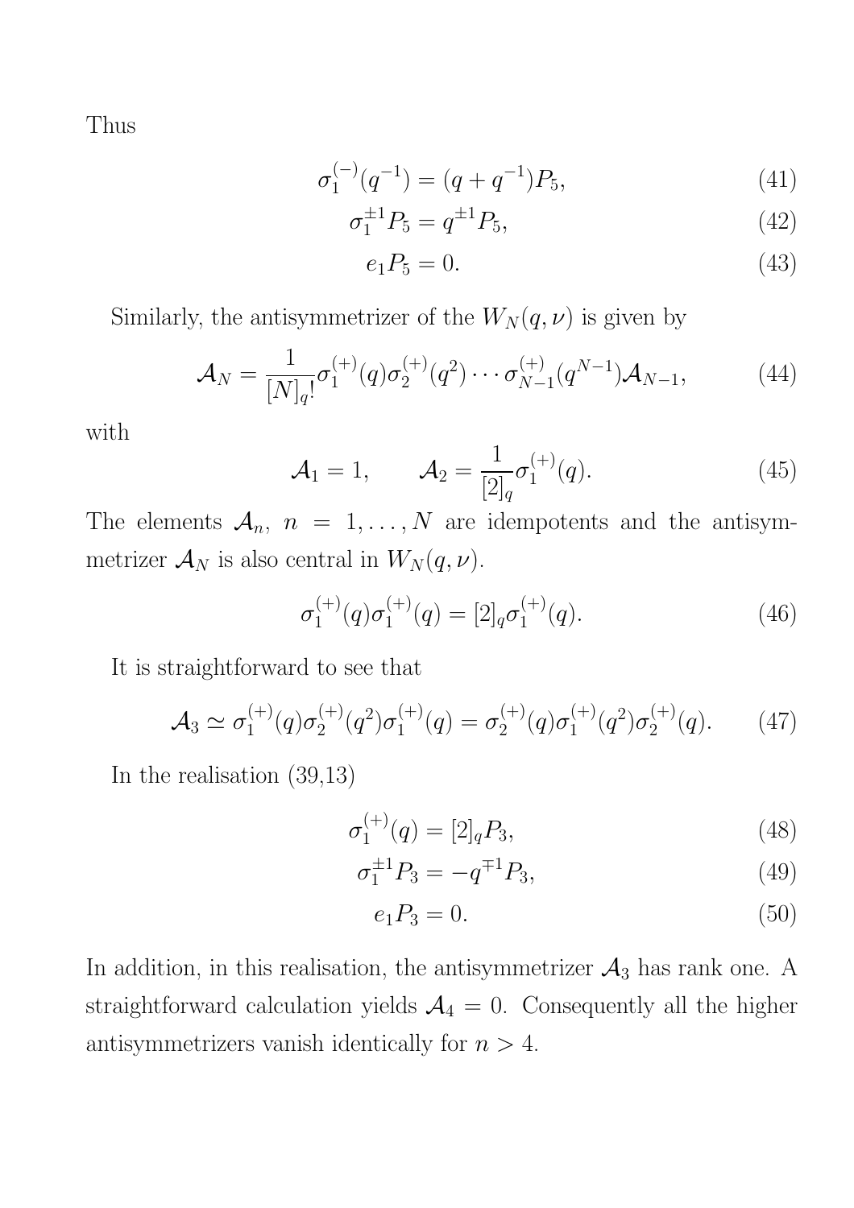Thus

$$\sigma_1^{(-)}(q^{-1}) = (q+q^{-1})P_5, \tag{41}$$

$$\sigma_1^{\pm 1}P_5 = q^{\pm 1}P_5, \tag{42}$$

$$e_1 P_5 = 0. \tag{43}$$

Similarly, the antisymmetrizer of the $W_N(q,\nu)$ is given by

$$\mathcal{A}_N = \frac{1}{[N]_q!}\sigma_1^{(+)}(q)\sigma_2^{(+)}(q^2)\cdots\sigma_{N-1}^{(+)}(q^{N-1})\mathcal{A}_{N-1}, \tag{44}$$

with

$$\mathcal{A}_1 = 1, \qquad \mathcal{A}_2 = \frac{1}{[2]_q}\sigma_1^{(+)}(q). \tag{45}$$

The elements $\mathcal{A}_n$, $n = 1,\ldots,N$ are idempotents and the antisymmetrizer $\mathcal{A}_N$ is also central in $W_N(q,\nu)$.

$$\sigma_1^{(+)}(q)\sigma_1^{(+)}(q) = [2]_q\sigma_1^{(+)}(q). \tag{46}$$

It is straightforward to see that

$$\mathcal{A}_3 \simeq \sigma_1^{(+)}(q)\sigma_2^{(+)}(q^2)\sigma_1^{(+)}(q) = \sigma_2^{(+)}(q)\sigma_1^{(+)}(q^2)\sigma_2^{(+)}(q). \tag{47}$$

In the realisation (39,13)

$$\sigma_1^{(+)}(q) = [2]_q P_3, \tag{48}$$

$$\sigma_1^{\pm 1}P_3 = -q^{\mp 1}P_3, \tag{49}$$

$$e_1 P_3 = 0. \tag{50}$$

In addition, in this realisation, the antisymmetrizer $\mathcal{A}_3$ has rank one. A straightforward calculation yields $\mathcal{A}_4 = 0$. Consequently all the higher antisymmetrizers vanish identically for $n > 4$.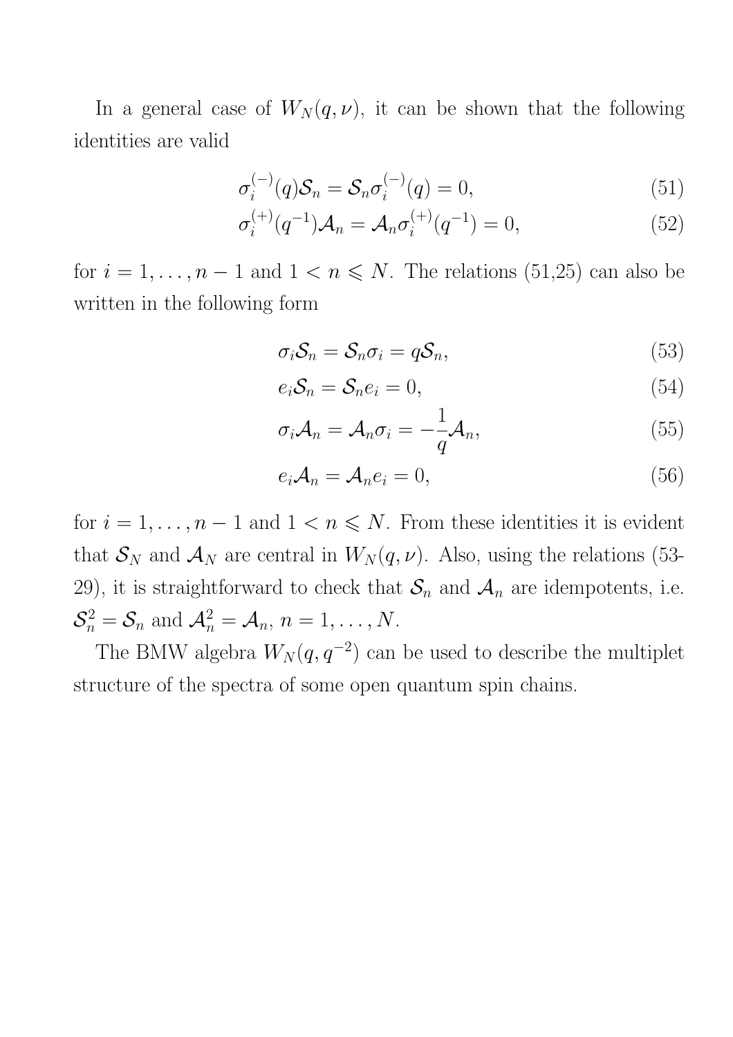In a general case of $W_N(q,\nu)$, it can be shown that the following identities are valid

$$\sigma_i^{(-)}(q)\mathcal{S}_n = \mathcal{S}_n\sigma_i^{(-)}(q) = 0, \tag{51}$$

$$\sigma_i^{(+)}(q^{-1})\mathcal{A}_n = \mathcal{A}_n\sigma_i^{(+)}(q^{-1}) = 0, \tag{52}$$

for $i = 1,\ldots,n-1$ and $1 < n \leqslant N$. The relations (51,25) can also be written in the following form

$$\sigma_i\mathcal{S}_n = \mathcal{S}_n\sigma_i = q\mathcal{S}_n, \tag{53}$$

$$e_i\mathcal{S}_n = \mathcal{S}_n e_i = 0, \tag{54}$$

$$\sigma_i\mathcal{A}_n = \mathcal{A}_n\sigma_i = -\frac{1}{q}\mathcal{A}_n, \tag{55}$$

$$e_i\mathcal{A}_n = \mathcal{A}_n e_i = 0, \tag{56}$$

for $i = 1,\ldots,n-1$ and $1 < n \leqslant N$. From these identities it is evident that $\mathcal{S}_N$ and $\mathcal{A}_N$ are central in $W_N(q,\nu)$. Also, using the relations (53-29), it is straightforward to check that $\mathcal{S}_n$ and $\mathcal{A}_n$ are idempotents, i.e. $\mathcal{S}_n^2 = \mathcal{S}_n$ and $\mathcal{A}_n^2 = \mathcal{A}_n$, $n = 1,\ldots,N$.

The BMW algebra $W_N(q,q^{-2})$ can be used to describe the multiplet structure of the spectra of some open quantum spin chains.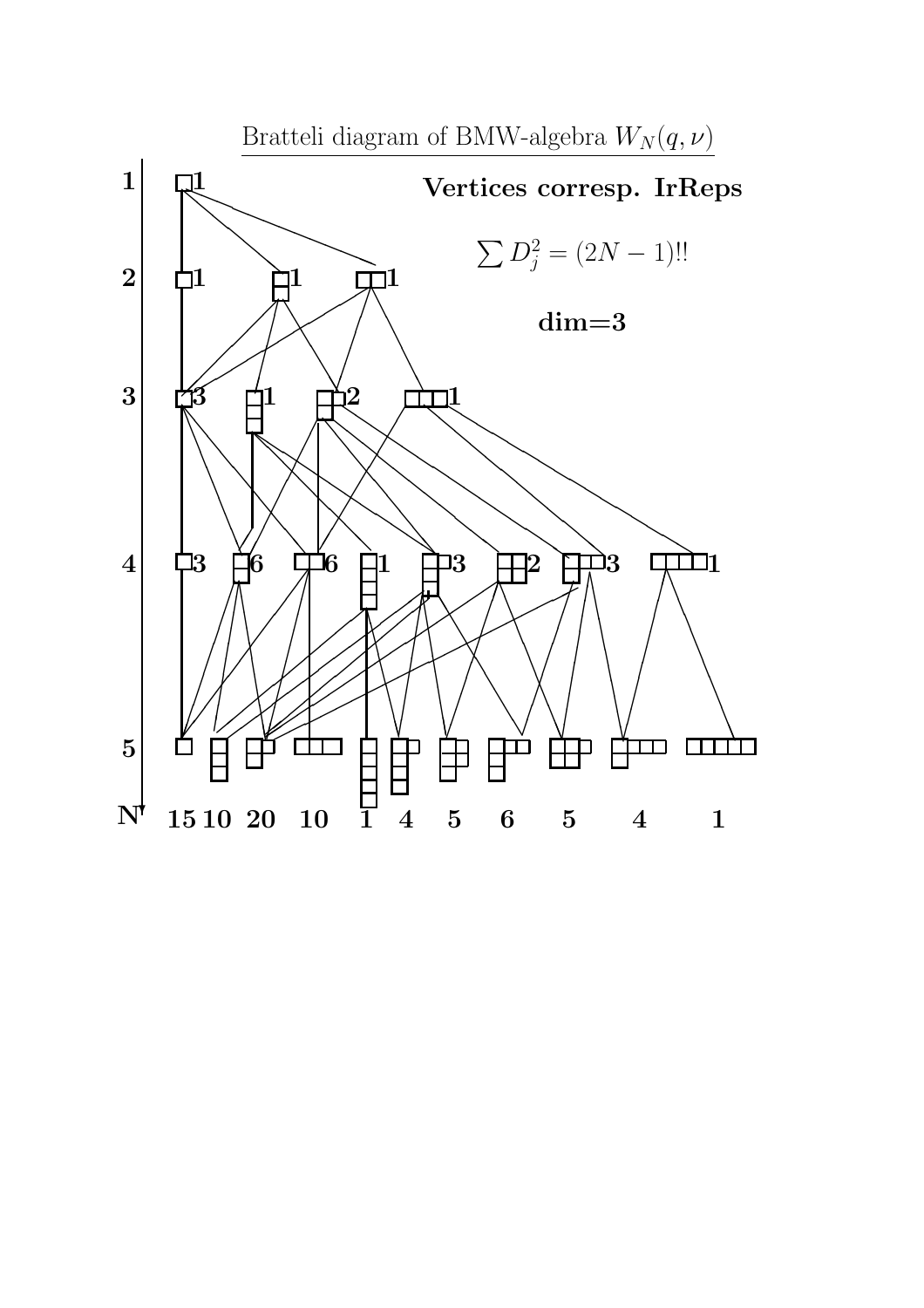Bratteli diagram of BMW-algebra $W_N(q,\nu)$

**Vertices corresp. IrReps**

$$\sum D_j^2 = (2N-1)!!$$

**dim=3**

| N | | | | | | | | | | | |
|---|---|---|---|---|---|---|---|---|---|---|---|
| 1 | 1 | | | | | | | | | | |
| 2 | 1 | 1 | 1 | | | | | | | | |
| 3 | 3 | 1 | 2 | 1 | | | | | | | |
| 4 | 3 | 6 | 6 | 1 | 3 | 2 | 3 | 1 | | | |
| 5 | 15 | 10 | 20 | 10 | 1 | 4 | 5 | 6 | 5 | 4 | 1 |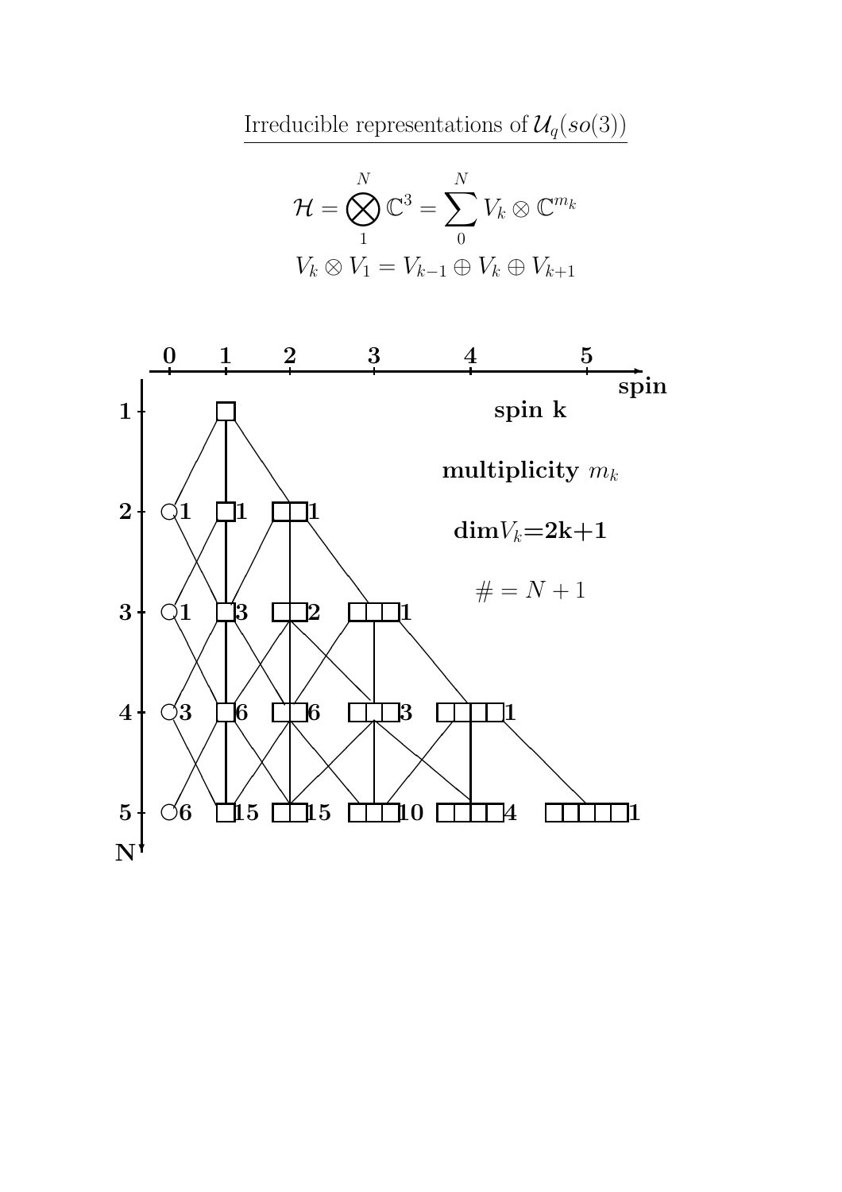Irreducible representations of $\mathcal{U}_q(so(3))$

$$\mathcal{H} = \bigotimes_{1}^{N} \mathbb{C}^3 = \sum_{0}^{N} V_k \otimes \mathbb{C}^{m_k}$$

$$V_k \otimes V_1 = V_{k-1} \oplus V_k \oplus V_{k+1}$$

**spin k**

**multiplicity** $m_k$

$\mathbf{dim} V_k \mathbf{= 2k+1}$

$\# = N + 1$

| N \ spin | 0 | 1 | 2 | 3 | 4 | 5 |
|---|---|---|---|---|---|---|
| 1 | | | | | | |
| 2 | 1 | 1 | 1 | | | |
| 3 | 1 | 3 | 2 | 1 | | |
| 4 | 3 | 6 | 6 | 3 | 1 | |
| 5 | 6 | 15 | 15 | 10 | 4 | 1 |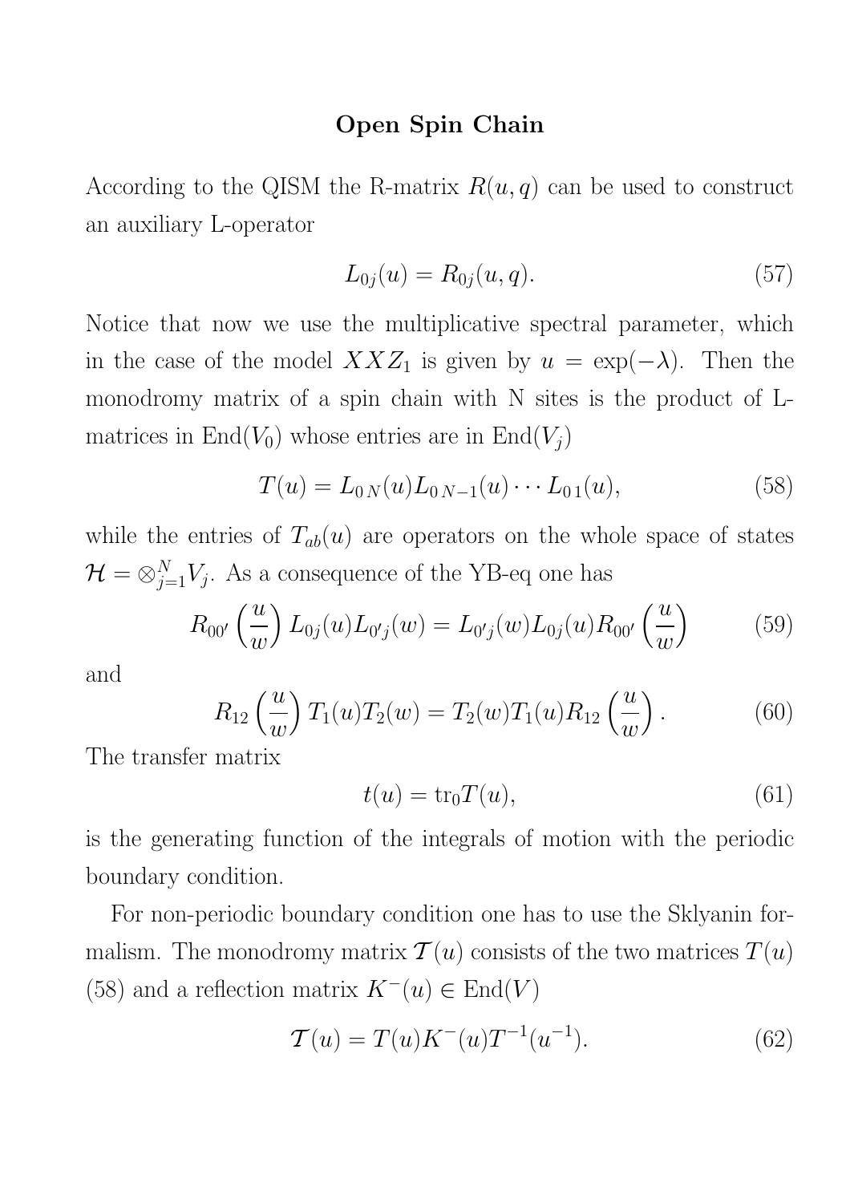## Open Spin Chain

According to the QISM the R-matrix $R(u, q)$ can be used to construct an auxiliary L-operator

$$L_{0j}(u) = R_{0j}(u, q). \tag{57}$$

Notice that now we use the multiplicative spectral parameter, which in the case of the model $XXZ_1$ is given by $u = \exp(-\lambda)$. Then the monodromy matrix of a spin chain with N sites is the product of L-matrices in $\mathrm{End}(V_0)$ whose entries are in $\mathrm{End}(V_j)$

$$T(u) = L_{0\,N}(u) L_{0\,N-1}(u) \cdots L_{0\,1}(u), \tag{58}$$

while the entries of $T_{ab}(u)$ are operators on the whole space of states $\mathcal{H} = \otimes_{j=1}^{N} V_j$. As a consequence of the YB-eq one has

$$R_{00'}\left(\frac{u}{w}\right) L_{0j}(u) L_{0'j}(w) = L_{0'j}(w) L_{0j}(u) R_{00'}\left(\frac{u}{w}\right) \tag{59}$$

and

$$R_{12}\left(\frac{u}{w}\right) T_1(u) T_2(w) = T_2(w) T_1(u) R_{12}\left(\frac{u}{w}\right). \tag{60}$$

The transfer matrix

$$t(u) = \mathrm{tr}_0 T(u), \tag{61}$$

is the generating function of the integrals of motion with the periodic boundary condition.

For non-periodic boundary condition one has to use the Sklyanin formalism. The monodromy matrix $\mathcal{T}(u)$ consists of the two matrices $T(u)$ (58) and a reflection matrix $K^-(u) \in \mathrm{End}(V)$

$$\mathcal{T}(u) = T(u) K^-(u) T^{-1}(u^{-1}). \tag{62}$$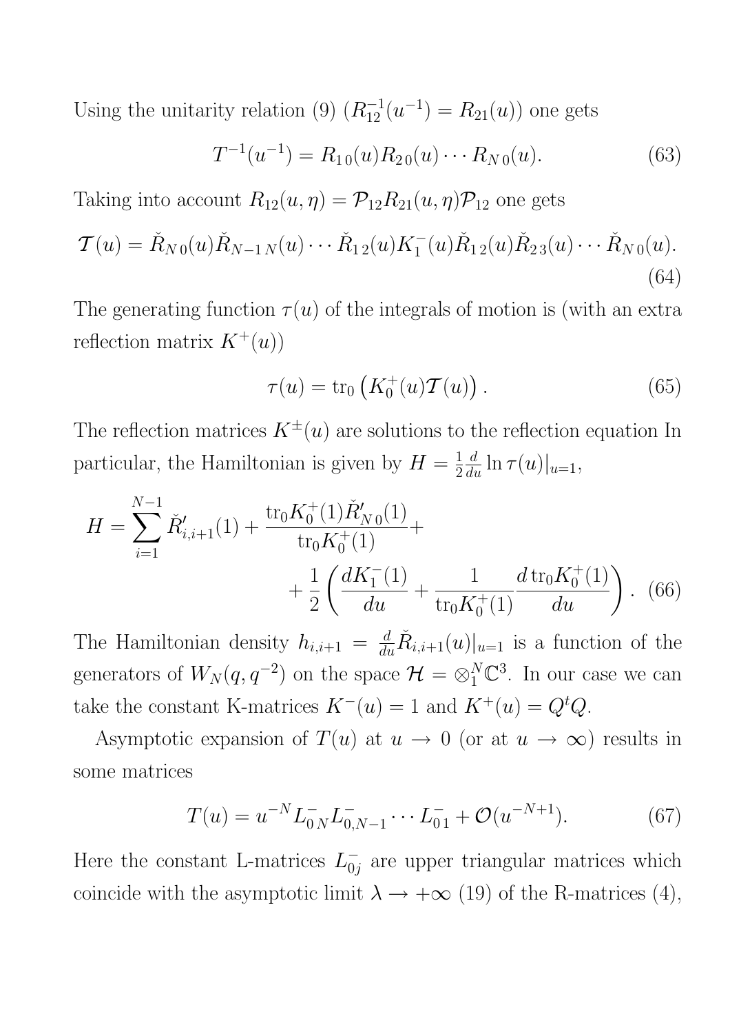Using the unitarity relation (9) ($R_{12}^{-1}(u^{-1}) = R_{21}(u)$) one gets

$$T^{-1}(u^{-1}) = R_{1\,0}(u) R_{2\,0}(u) \cdots R_{N\,0}(u). \tag{63}$$

Taking into account $R_{12}(u,\eta) = \mathcal{P}_{12} R_{21}(u,\eta) \mathcal{P}_{12}$ one gets

$$\mathcal{T}(u) = \check{R}_{N\,0}(u) \check{R}_{N-1\,N}(u) \cdots \check{R}_{1\,2}(u) K_1^-(u) \check{R}_{1\,2}(u) \check{R}_{2\,3}(u) \cdots \check{R}_{N\,0}(u). \tag{64}$$

The generating function $\tau(u)$ of the integrals of motion is (with an extra reflection matrix $K^+(u)$)

$$\tau(u) = \mathrm{tr}_0 \left( K_0^+(u) \mathcal{T}(u) \right). \tag{65}$$

The reflection matrices $K^{\pm}(u)$ are solutions to the reflection equation In particular, the Hamiltonian is given by $H = \frac{1}{2} \frac{d}{du} \ln \tau(u)|_{u=1}$,

$$H = \sum_{i=1}^{N-1} \check{R}'_{i,i+1}(1) + \frac{\mathrm{tr}_0 K_0^+(1) \check{R}'_{N\,0}(1)}{\mathrm{tr}_0 K_0^+(1)} + \\ + \frac{1}{2} \left( \frac{dK_1^-(1)}{du} + \frac{1}{\mathrm{tr}_0 K_0^+(1)} \frac{d\, \mathrm{tr}_0 K_0^+(1)}{du} \right). \tag{66}$$

The Hamiltonian density $h_{i,i+1} = \frac{d}{du} \check{R}_{i,i+1}(u)|_{u=1}$ is a function of the generators of $W_N(q, q^{-2})$ on the space $\mathcal{H} = \otimes_1^N \mathbb{C}^3$. In our case we can take the constant K-matrices $K^-(u) = 1$ and $K^+(u) = Q^t Q$.

Asymptotic expansion of $T(u)$ at $u \to 0$ (or at $u \to \infty$) results in some matrices

$$T(u) = u^{-N} L_{0\,N}^- L_{0,N-1}^- \cdots L_{0\,1}^- + \mathcal{O}(u^{-N+1}). \tag{67}$$

Here the constant L-matrices $L_{0j}^-$ are upper triangular matrices which coincide with the asymptotic limit $\lambda \to +\infty$ (19) of the R-matrices (4),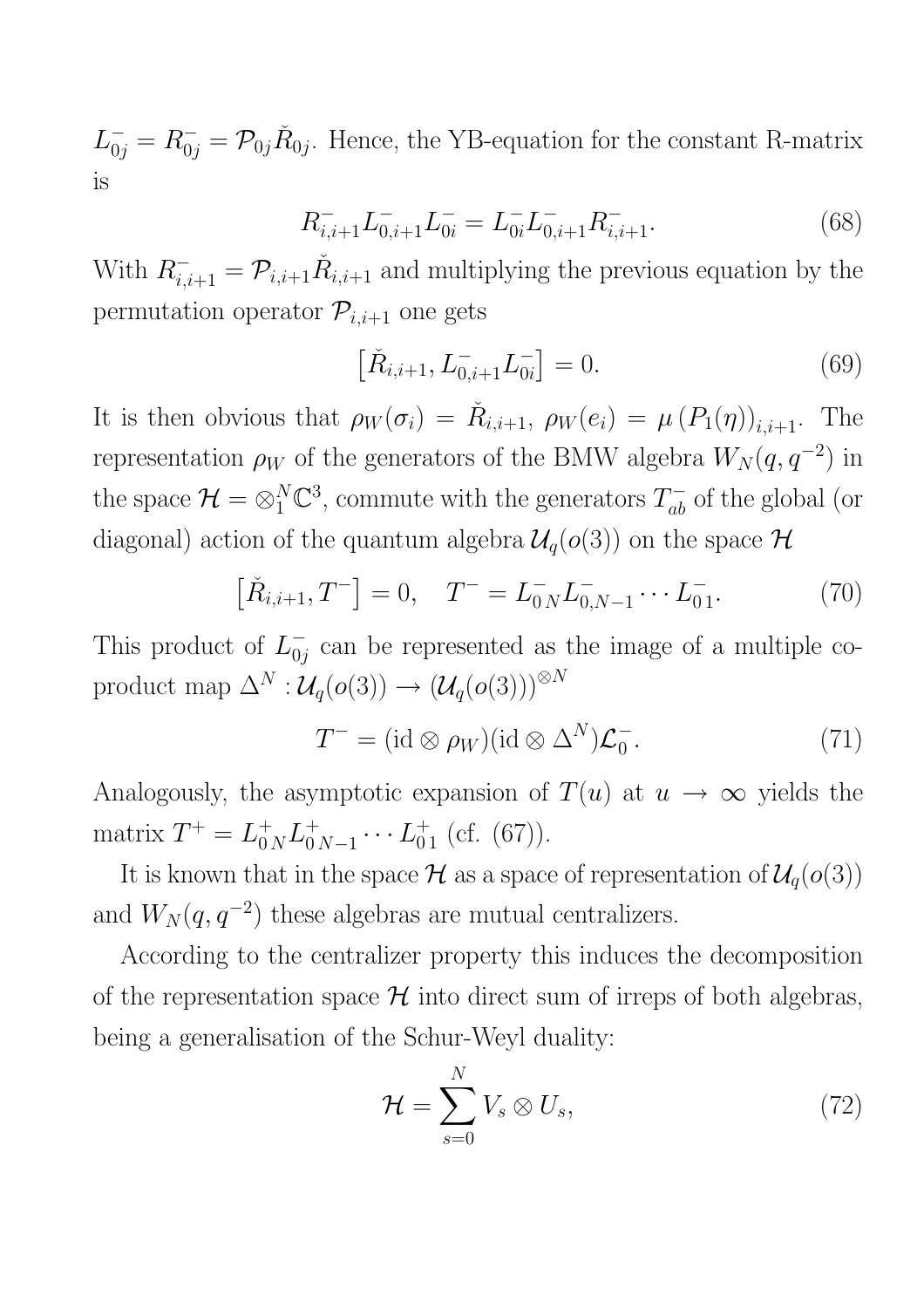$L^-_{0j} = R^-_{0j} = \mathcal{P}_{0j}\check{R}_{0j}$. Hence, the YB-equation for the constant R-matrix is

$$R^-_{i,i+1}L^-_{0,i+1}L^-_{0i} = L^-_{0i}L^-_{0,i+1}R^-_{i,i+1}. \tag{68}$$

With $R^-_{i,i+1} = \mathcal{P}_{i,i+1}\check{R}_{i,i+1}$ and multiplying the previous equation by the permutation operator $\mathcal{P}_{i,i+1}$ one gets

$$\left[\check{R}_{i,i+1}, L^-_{0,i+1}L^-_{0i}\right] = 0. \tag{69}$$

It is then obvious that $\rho_W(\sigma_i) = \check{R}_{i,i+1}$, $\rho_W(e_i) = \mu\left(P_1(\eta)\right)_{i,i+1}$. The representation $\rho_W$ of the generators of the BMW algebra $W_N(q, q^{-2})$ in the space $\mathcal{H} = \otimes_1^N \mathbb{C}^3$, commute with the generators $T^-_{ab}$ of the global (or diagonal) action of the quantum algebra $\mathcal{U}_q(o(3))$ on the space $\mathcal{H}$

$$\left[\check{R}_{i,i+1}, T^-\right] = 0, \quad T^- = L^-_{0\,N}L^-_{0,N-1}\cdots L^-_{0\,1}. \tag{70}$$

This product of $L^-_{0j}$ can be represented as the image of a multiple co-product map $\Delta^N : \mathcal{U}_q(o(3)) \to (\mathcal{U}_q(o(3)))^{\otimes N}$

$$T^- = (\mathrm{id} \otimes \rho_W)(\mathrm{id} \otimes \Delta^N)\mathcal{L}^-_0. \tag{71}$$

Analogously, the asymptotic expansion of $T(u)$ at $u \to \infty$ yields the matrix $T^+ = L^+_{0\,N}L^+_{0\,N-1}\cdots L^+_{0\,1}$ (cf. (67)).

It is known that in the space $\mathcal{H}$ as a space of representation of $\mathcal{U}_q(o(3))$ and $W_N(q, q^{-2})$ these algebras are mutual centralizers.

According to the centralizer property this induces the decomposition of the representation space $\mathcal{H}$ into direct sum of irreps of both algebras, being a generalisation of the Schur-Weyl duality:

$$\mathcal{H} = \sum_{s=0}^{N} V_s \otimes U_s, \tag{72}$$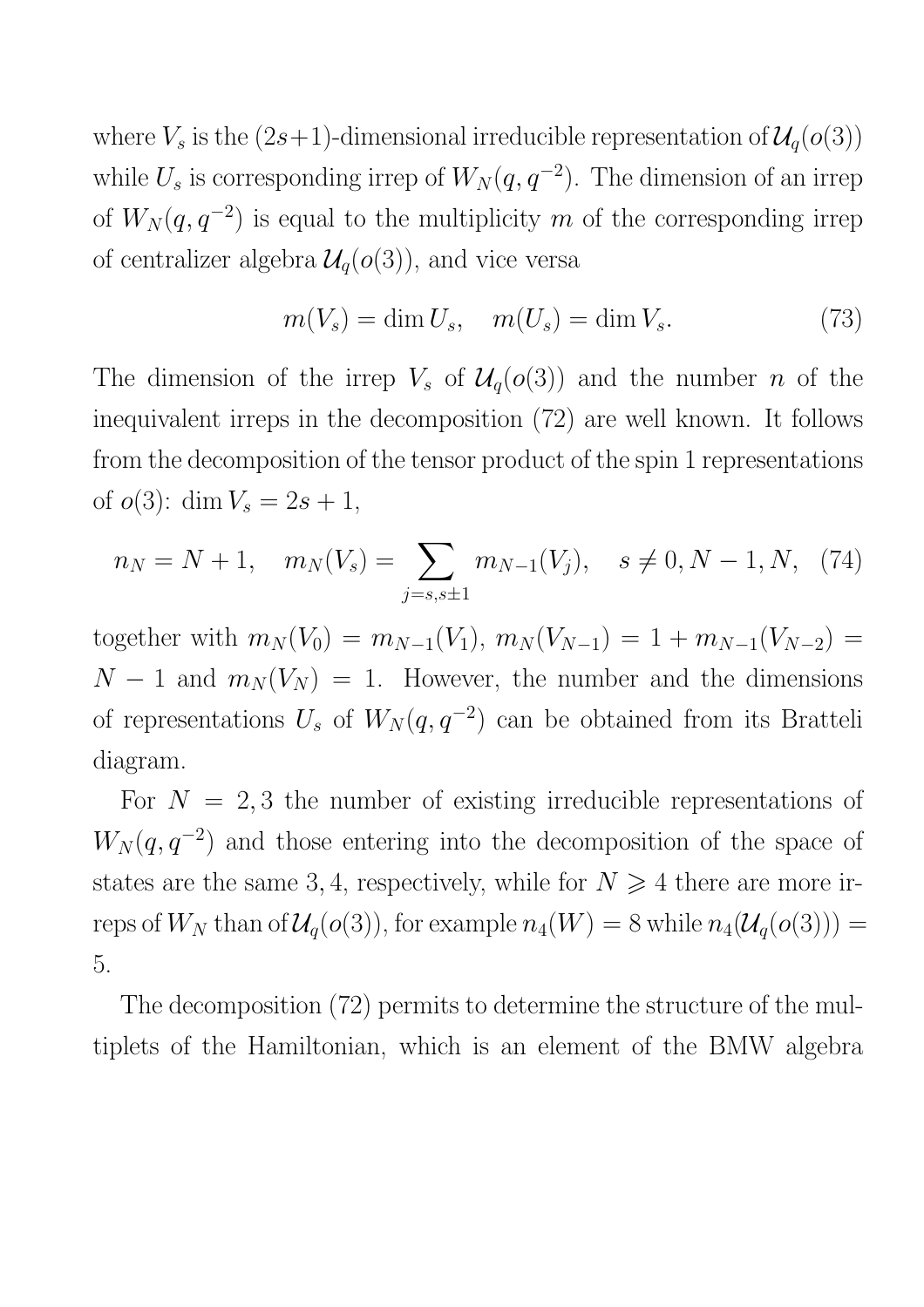where $V_s$ is the $(2s+1)$-dimensional irreducible representation of $\mathcal{U}_q(o(3))$ while $U_s$ is corresponding irrep of $W_N(q, q^{-2})$. The dimension of an irrep of $W_N(q, q^{-2})$ is equal to the multiplicity $m$ of the corresponding irrep of centralizer algebra $\mathcal{U}_q(o(3))$, and vice versa

$$m(V_s) = \dim U_s, \quad m(U_s) = \dim V_s. \tag{73}$$

The dimension of the irrep $V_s$ of $\mathcal{U}_q(o(3))$ and the number $n$ of the inequivalent irreps in the decomposition (72) are well known. It follows from the decomposition of the tensor product of the spin 1 representations of $o(3)$: $\dim V_s = 2s + 1$,

$$n_N = N + 1, \quad m_N(V_s) = \sum_{j=s,s\pm 1} m_{N-1}(V_j), \quad s \neq 0, N-1, N, \tag{74}$$

together with $m_N(V_0) = m_{N-1}(V_1)$, $m_N(V_{N-1}) = 1 + m_{N-1}(V_{N-2}) = N - 1$ and $m_N(V_N) = 1$. However, the number and the dimensions of representations $U_s$ of $W_N(q, q^{-2})$ can be obtained from its Bratteli diagram.

For $N = 2, 3$ the number of existing irreducible representations of $W_N(q, q^{-2})$ and those entering into the decomposition of the space of states are the same $3, 4$, respectively, while for $N \geqslant 4$ there are more irreps of $W_N$ than of $\mathcal{U}_q(o(3))$, for example $n_4(W) = 8$ while $n_4(\mathcal{U}_q(o(3))) = 5$.

The decomposition (72) permits to determine the structure of the multiplets of the Hamiltonian, which is an element of the BMW algebra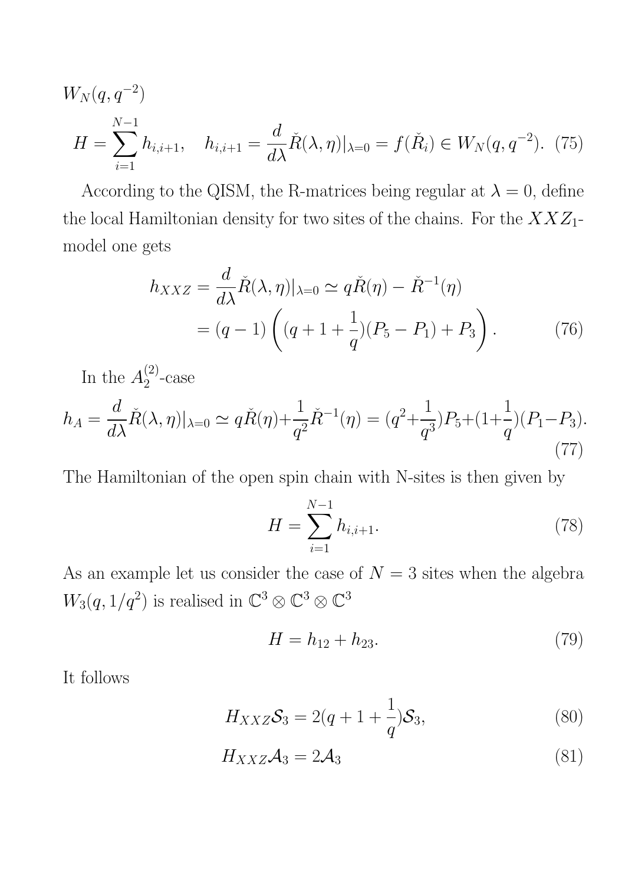$W_N(q, q^{-2})$

$$H = \sum_{i=1}^{N-1} h_{i,i+1}, \quad h_{i,i+1} = \frac{d}{d\lambda}\check{R}(\lambda,\eta)|_{\lambda=0} = f(\check{R}_i) \in W_N(q, q^{-2}). \quad (75)$$

According to the QISM, the R-matrices being regular at $\lambda = 0$, define the local Hamiltonian density for two sites of the chains. For the $XXZ_1$-model one gets

$$\begin{aligned} h_{XXZ} = \frac{d}{d\lambda}\check{R}(\lambda,\eta)|_{\lambda=0} &\simeq q\check{R}(\eta) - \check{R}^{-1}(\eta) \\ &= (q-1)\left((q+1+\frac{1}{q})(P_5 - P_1) + P_3\right). \end{aligned} \quad (76)$$

In the $A_2^{(2)}$-case

$$h_A = \frac{d}{d\lambda}\check{R}(\lambda,\eta)|_{\lambda=0} \simeq q\check{R}(\eta) + \frac{1}{q^2}\check{R}^{-1}(\eta) = (q^2 + \frac{1}{q^3})P_5 + (1+\frac{1}{q})(P_1 - P_3). \quad (77)$$

The Hamiltonian of the open spin chain with N-sites is then given by

$$H = \sum_{i=1}^{N-1} h_{i,i+1}. \quad (78)$$

As an example let us consider the case of $N = 3$ sites when the algebra $W_3(q, 1/q^2)$ is realised in $\mathbb{C}^3 \otimes \mathbb{C}^3 \otimes \mathbb{C}^3$

$$H = h_{12} + h_{23}. \quad (79)$$

It follows

$$H_{XXZ}\mathcal{S}_3 = 2(q + 1 + \frac{1}{q})\mathcal{S}_3, \quad (80)$$

$$H_{XXZ}\mathcal{A}_3 = 2\mathcal{A}_3 \quad (81)$$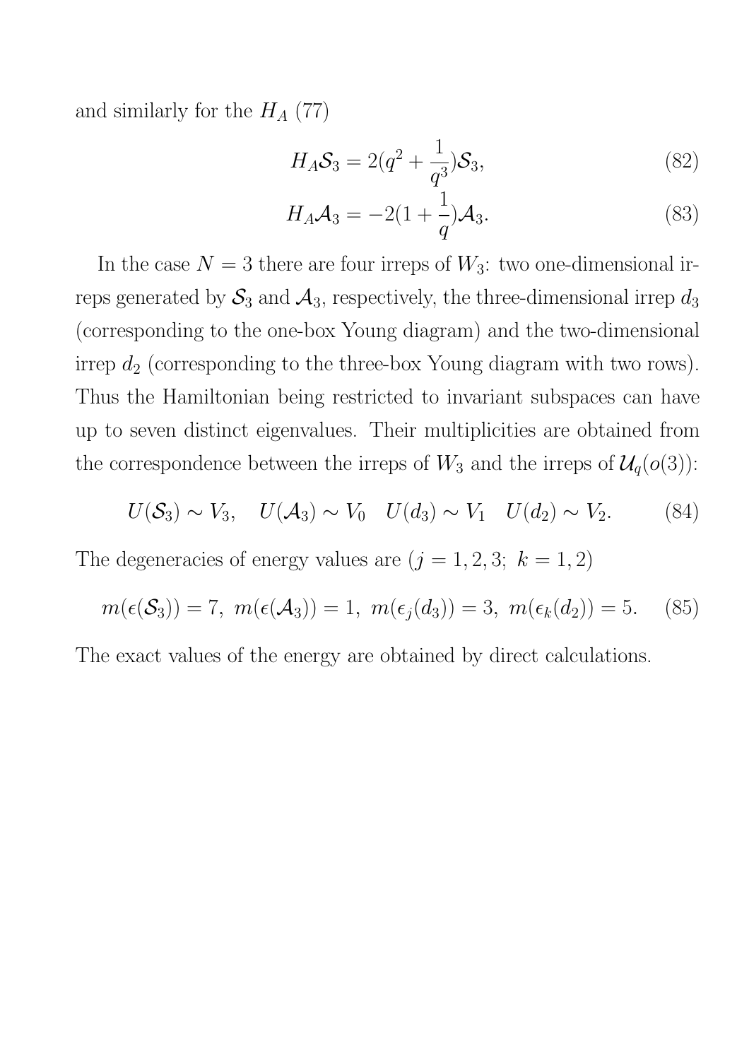and similarly for the $H_A$ (77)

$$H_A \mathcal{S}_3 = 2(q^2 + \frac{1}{q^3})\mathcal{S}_3, \tag{82}$$

$$H_A \mathcal{A}_3 = -2(1 + \frac{1}{q})\mathcal{A}_3. \tag{83}$$

In the case $N = 3$ there are four irreps of $W_3$: two one-dimensional irreps generated by $\mathcal{S}_3$ and $\mathcal{A}_3$, respectively, the three-dimensional irrep $d_3$ (corresponding to the one-box Young diagram) and the two-dimensional irrep $d_2$ (corresponding to the three-box Young diagram with two rows). Thus the Hamiltonian being restricted to invariant subspaces can have up to seven distinct eigenvalues. Their multiplicities are obtained from the correspondence between the irreps of $W_3$ and the irreps of $\mathcal{U}_q(o(3))$:

$$U(\mathcal{S}_3) \sim V_3, \quad U(\mathcal{A}_3) \sim V_0 \quad U(d_3) \sim V_1 \quad U(d_2) \sim V_2. \tag{84}$$

The degeneracies of energy values are ($j = 1, 2, 3;\ k = 1, 2$)

$$m(\epsilon(\mathcal{S}_3)) = 7,\ m(\epsilon(\mathcal{A}_3)) = 1,\ m(\epsilon_j(d_3)) = 3,\ m(\epsilon_k(d_2)) = 5. \tag{85}$$

The exact values of the energy are obtained by direct calculations.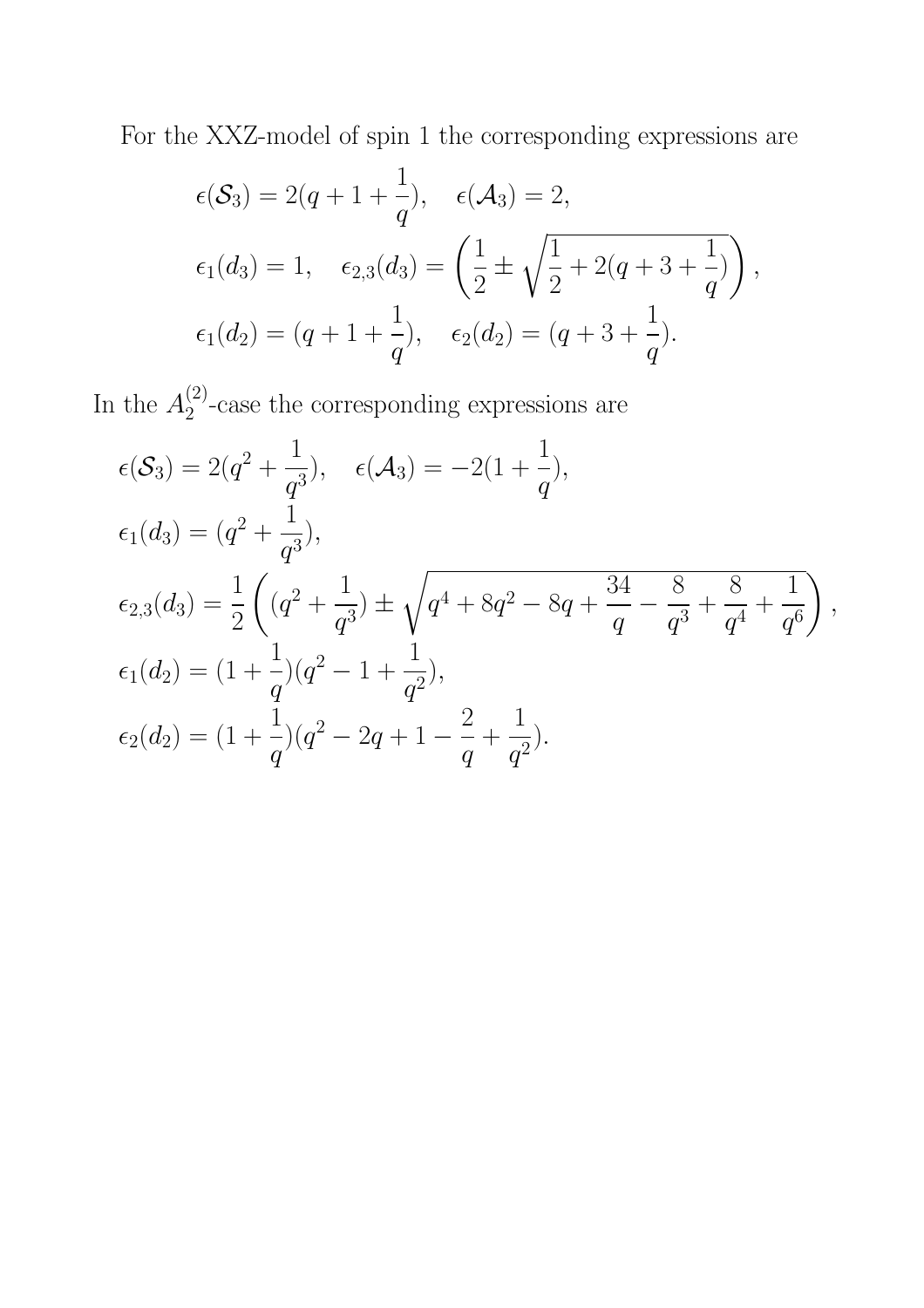For the XXZ-model of spin 1 the corresponding expressions are

$$
\epsilon(\mathcal{S}_3) = 2(q + 1 + \frac{1}{q}), \quad \epsilon(\mathcal{A}_3) = 2,
$$

$$
\epsilon_1(d_3) = 1, \quad \epsilon_{2,3}(d_3) = \left( \frac{1}{2} \pm \sqrt{\frac{1}{2} + 2(q + 3 + \frac{1}{q})} \right),
$$

$$
\epsilon_1(d_2) = (q + 1 + \frac{1}{q}), \quad \epsilon_2(d_2) = (q + 3 + \frac{1}{q}).
$$

In the $A_2^{(2)}$-case the corresponding expressions are

$$
\epsilon(\mathcal{S}_3) = 2(q^2 + \frac{1}{q^3}), \quad \epsilon(\mathcal{A}_3) = -2(1 + \frac{1}{q}),
$$

$$
\epsilon_1(d_3) = (q^2 + \frac{1}{q^3}),
$$

$$
\epsilon_{2,3}(d_3) = \frac{1}{2} \left( (q^2 + \frac{1}{q^3}) \pm \sqrt{q^4 + 8q^2 - 8q + \frac{34}{q} - \frac{8}{q^3} + \frac{8}{q^4} + \frac{1}{q^6}} \right),
$$

$$
\epsilon_1(d_2) = (1 + \frac{1}{q})(q^2 - 1 + \frac{1}{q^2}),
$$

$$
\epsilon_2(d_2) = (1 + \frac{1}{q})(q^2 - 2q + 1 - \frac{2}{q} + \frac{1}{q^2}).
$$